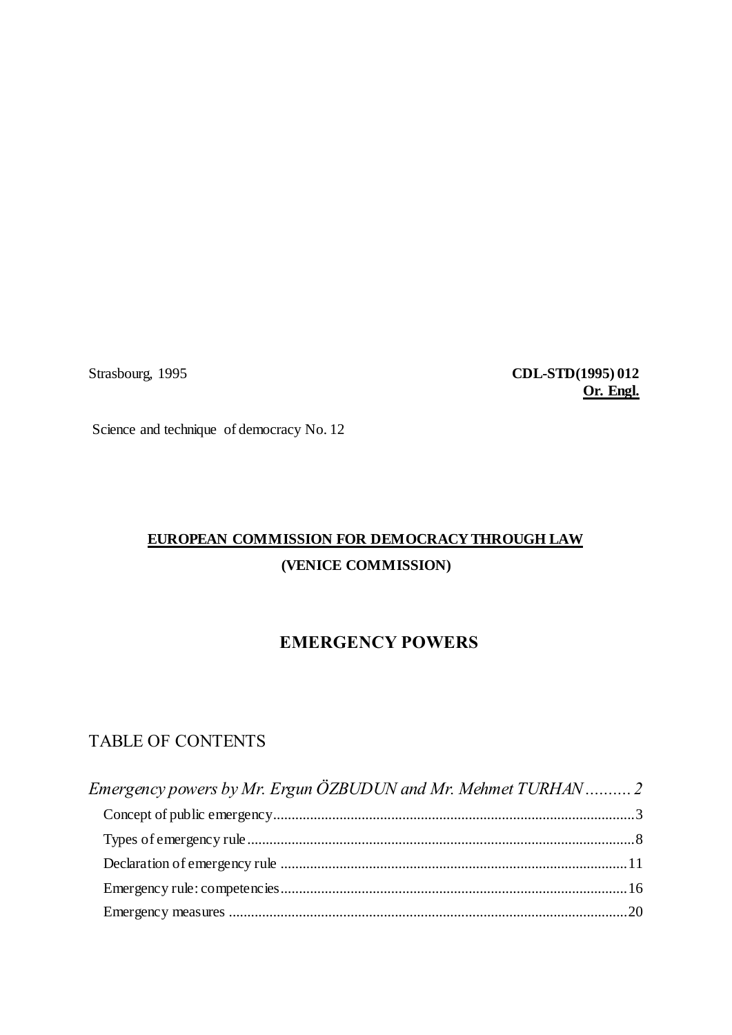Strasbourg, 1995

**CDL-STD(1995) 012**
**Or. Engl.**

Science and technique of democracy No. 12

**EUROPEAN COMMISSION FOR DEMOCRACY THROUGH LAW**

**(VENICE COMMISSION)**

# EMERGENCY POWERS

## TABLE OF CONTENTS

*Emergency powers by Mr. Ergun ÖZBUDUN and Mr. Mehmet TURHAN* .......... 2

- Concept of public emergency .......... 3
- Types of emergency rule .......... 8
- Declaration of emergency rule .......... 11
- Emergency rule: competencies .......... 16
- Emergency measures .......... 20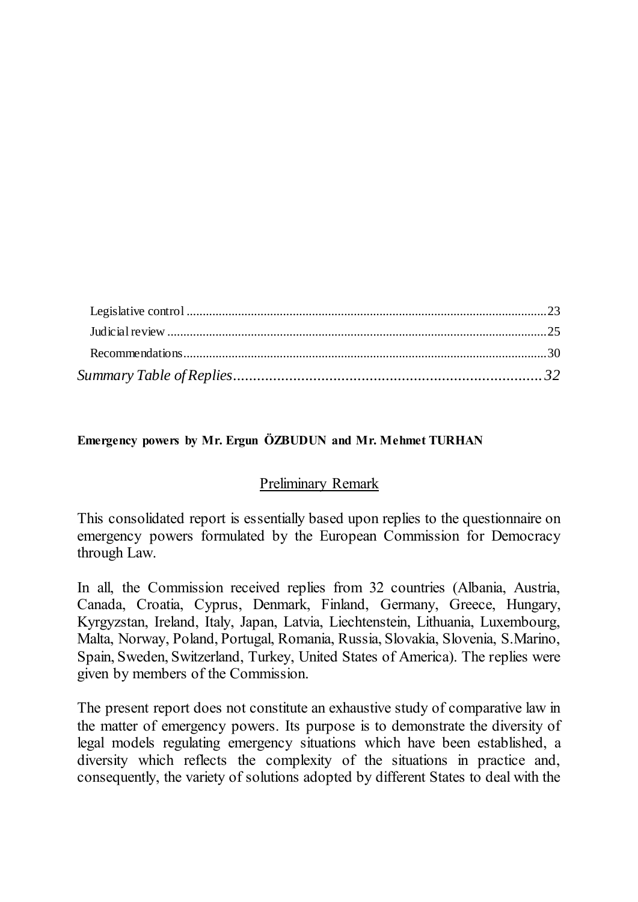Legislative control .......................................................................................................23
Judicial review ..............................................................................................................25
Recommendations.........................................................................................................30
*Summary Table of Replies.........................................................................32*

**Emergency powers by Mr. Ergun ÖZBUDUN and Mr. Mehmet TURHAN**

## Preliminary Remark

This consolidated report is essentially based upon replies to the questionnaire on emergency powers formulated by the European Commission for Democracy through Law.

In all, the Commission received replies from 32 countries (Albania, Austria, Canada, Croatia, Cyprus, Denmark, Finland, Germany, Greece, Hungary, Kyrgyzstan, Ireland, Italy, Japan, Latvia, Liechtenstein, Lithuania, Luxembourg, Malta, Norway, Poland, Portugal, Romania, Russia, Slovakia, Slovenia, S.Marino, Spain, Sweden, Switzerland, Turkey, United States of America). The replies were given by members of the Commission.

The present report does not constitute an exhaustive study of comparative law in the matter of emergency powers. Its purpose is to demonstrate the diversity of legal models regulating emergency situations which have been established, a diversity which reflects the complexity of the situations in practice and, consequently, the variety of solutions adopted by different States to deal with the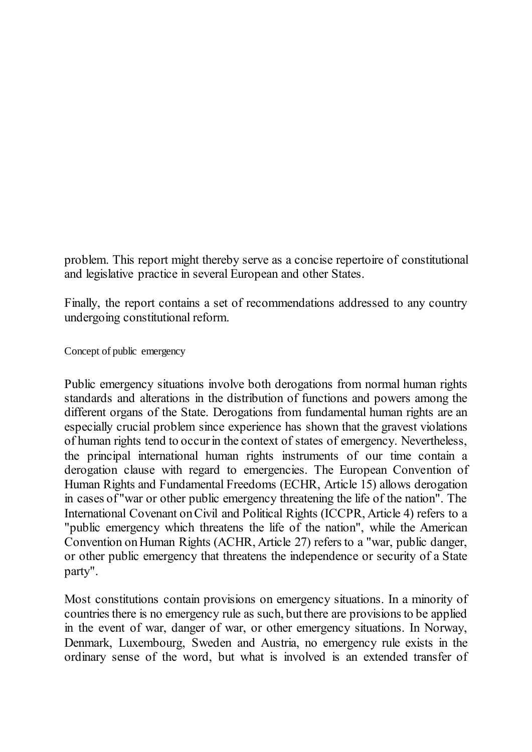problem. This report might thereby serve as a concise repertoire of constitutional and legislative practice in several European and other States.

Finally, the report contains a set of recommendations addressed to any country undergoing constitutional reform.

## Concept of public emergency

Public emergency situations involve both derogations from normal human rights standards and alterations in the distribution of functions and powers among the different organs of the State. Derogations from fundamental human rights are an especially crucial problem since experience has shown that the gravest violations of human rights tend to occur in the context of states of emergency. Nevertheless, the principal international human rights instruments of our time contain a derogation clause with regard to emergencies. The European Convention of Human Rights and Fundamental Freedoms (ECHR, Article 15) allows derogation in cases of "war or other public emergency threatening the life of the nation". The International Covenant on Civil and Political Rights (ICCPR, Article 4) refers to a "public emergency which threatens the life of the nation", while the American Convention on Human Rights (ACHR, Article 27) refers to a "war, public danger, or other public emergency that threatens the independence or security of a State party".

Most constitutions contain provisions on emergency situations. In a minority of countries there is no emergency rule as such, but there are provisions to be applied in the event of war, danger of war, or other emergency situations. In Norway, Denmark, Luxembourg, Sweden and Austria, no emergency rule exists in the ordinary sense of the word, but what is involved is an extended transfer of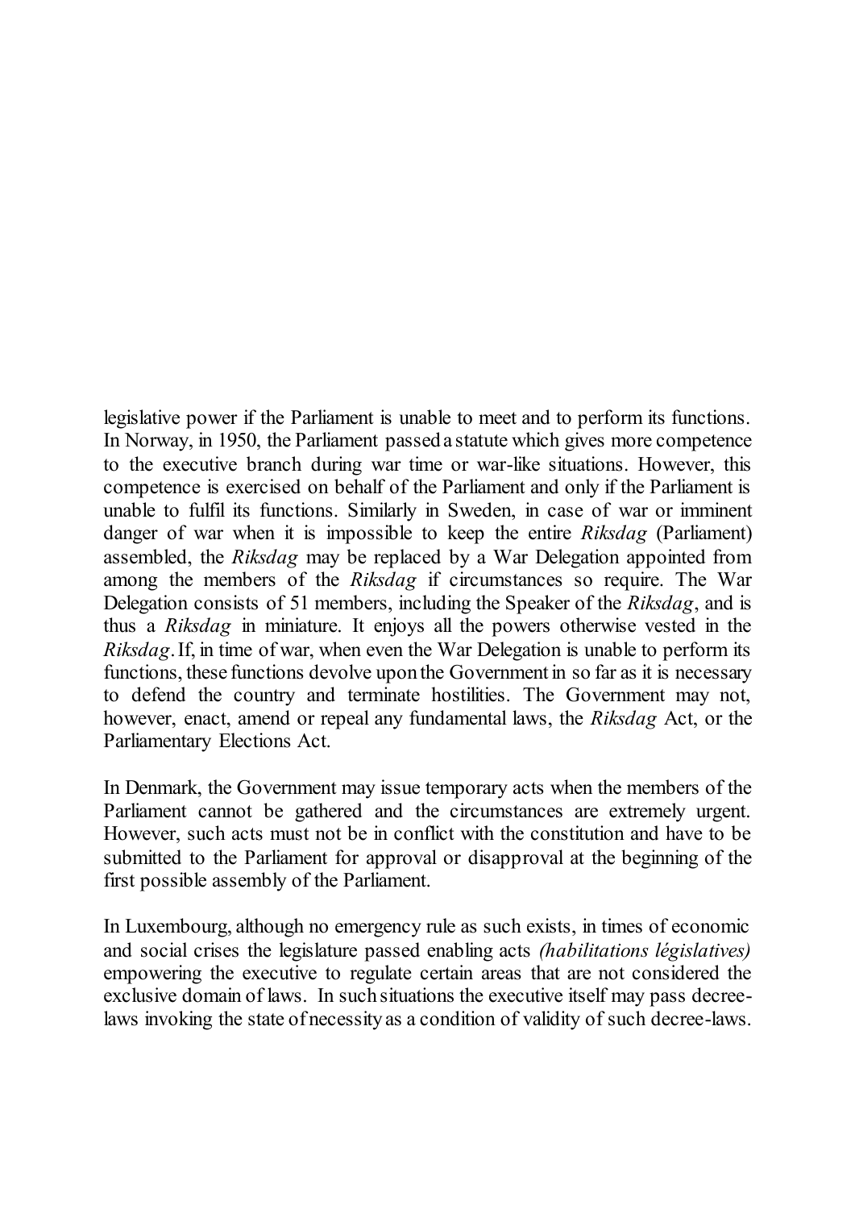legislative power if the Parliament is unable to meet and to perform its functions. In Norway, in 1950, the Parliament passed a statute which gives more competence to the executive branch during war time or war-like situations. However, this competence is exercised on behalf of the Parliament and only if the Parliament is unable to fulfil its functions. Similarly in Sweden, in case of war or imminent danger of war when it is impossible to keep the entire *Riksdag* (Parliament) assembled, the *Riksdag* may be replaced by a War Delegation appointed from among the members of the *Riksdag* if circumstances so require. The War Delegation consists of 51 members, including the Speaker of the *Riksdag*, and is thus a *Riksdag* in miniature. It enjoys all the powers otherwise vested in the *Riksdag*. If, in time of war, when even the War Delegation is unable to perform its functions, these functions devolve upon the Government in so far as it is necessary to defend the country and terminate hostilities. The Government may not, however, enact, amend or repeal any fundamental laws, the *Riksdag* Act, or the Parliamentary Elections Act.

In Denmark, the Government may issue temporary acts when the members of the Parliament cannot be gathered and the circumstances are extremely urgent. However, such acts must not be in conflict with the constitution and have to be submitted to the Parliament for approval or disapproval at the beginning of the first possible assembly of the Parliament.

In Luxembourg, although no emergency rule as such exists, in times of economic and social crises the legislature passed enabling acts *(habilitations législatives)* empowering the executive to regulate certain areas that are not considered the exclusive domain of laws. In such situations the executive itself may pass decree-laws invoking the state of necessity as a condition of validity of such decree-laws.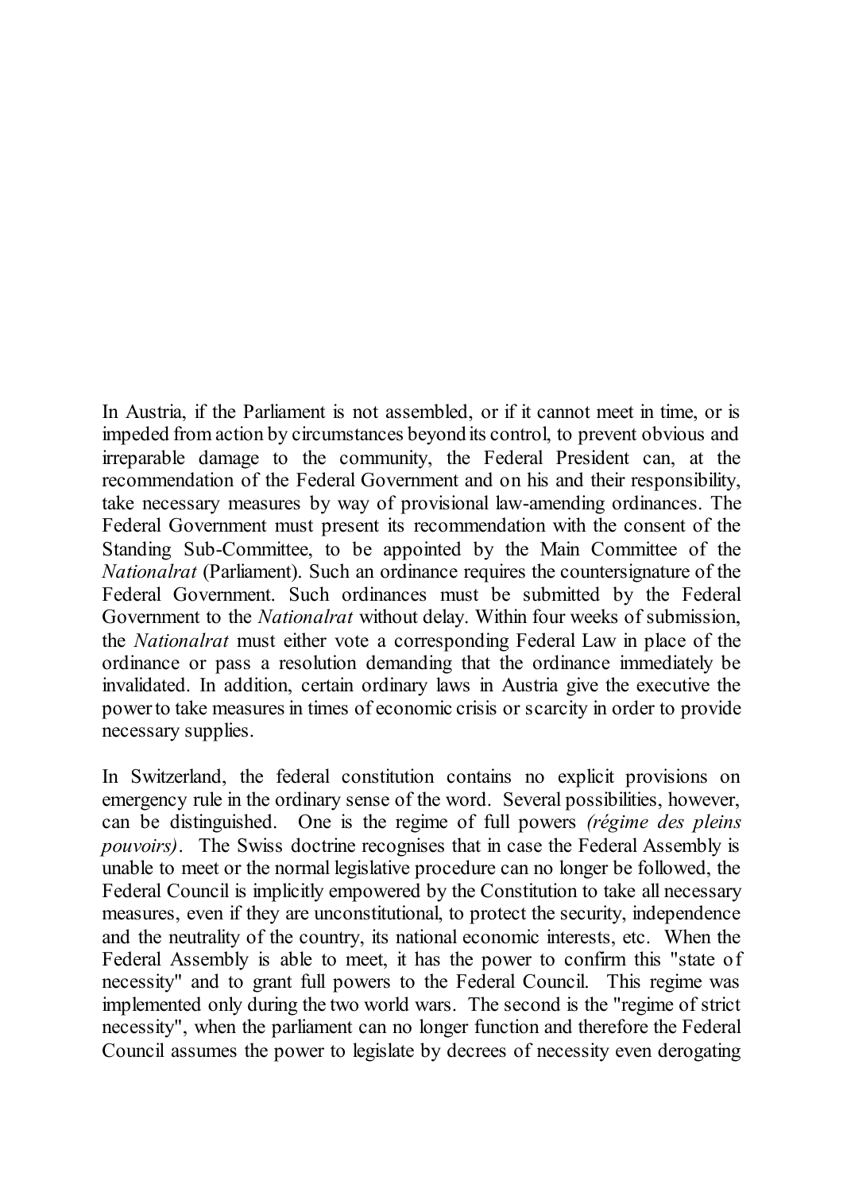In Austria, if the Parliament is not assembled, or if it cannot meet in time, or is impeded from action by circumstances beyond its control, to prevent obvious and irreparable damage to the community, the Federal President can, at the recommendation of the Federal Government and on his and their responsibility, take necessary measures by way of provisional law-amending ordinances. The Federal Government must present its recommendation with the consent of the Standing Sub-Committee, to be appointed by the Main Committee of the *Nationalrat* (Parliament). Such an ordinance requires the countersignature of the Federal Government. Such ordinances must be submitted by the Federal Government to the *Nationalrat* without delay. Within four weeks of submission, the *Nationalrat* must either vote a corresponding Federal Law in place of the ordinance or pass a resolution demanding that the ordinance immediately be invalidated. In addition, certain ordinary laws in Austria give the executive the power to take measures in times of economic crisis or scarcity in order to provide necessary supplies.

In Switzerland, the federal constitution contains no explicit provisions on emergency rule in the ordinary sense of the word. Several possibilities, however, can be distinguished. One is the regime of full powers *(régime des pleins pouvoirs)*. The Swiss doctrine recognises that in case the Federal Assembly is unable to meet or the normal legislative procedure can no longer be followed, the Federal Council is implicitly empowered by the Constitution to take all necessary measures, even if they are unconstitutional, to protect the security, independence and the neutrality of the country, its national economic interests, etc. When the Federal Assembly is able to meet, it has the power to confirm this "state of necessity" and to grant full powers to the Federal Council. This regime was implemented only during the two world wars. The second is the "regime of strict necessity", when the parliament can no longer function and therefore the Federal Council assumes the power to legislate by decrees of necessity even derogating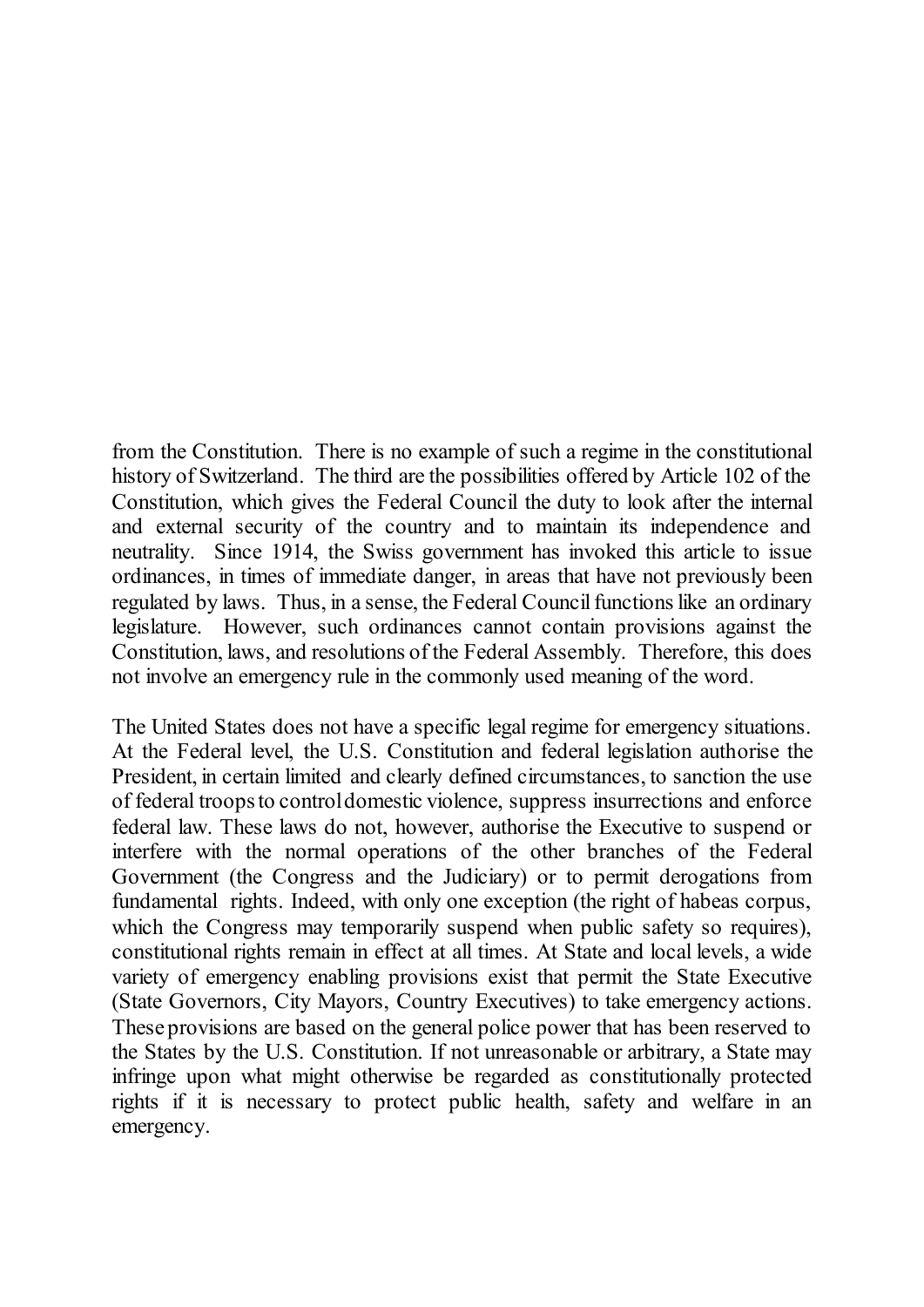from the Constitution. There is no example of such a regime in the constitutional history of Switzerland. The third are the possibilities offered by Article 102 of the Constitution, which gives the Federal Council the duty to look after the internal and external security of the country and to maintain its independence and neutrality. Since 1914, the Swiss government has invoked this article to issue ordinances, in times of immediate danger, in areas that have not previously been regulated by laws. Thus, in a sense, the Federal Council functions like an ordinary legislature. However, such ordinances cannot contain provisions against the Constitution, laws, and resolutions of the Federal Assembly. Therefore, this does not involve an emergency rule in the commonly used meaning of the word.

The United States does not have a specific legal regime for emergency situations. At the Federal level, the U.S. Constitution and federal legislation authorise the President, in certain limited and clearly defined circumstances, to sanction the use of federal troops to control domestic violence, suppress insurrections and enforce federal law. These laws do not, however, authorise the Executive to suspend or interfere with the normal operations of the other branches of the Federal Government (the Congress and the Judiciary) or to permit derogations from fundamental rights. Indeed, with only one exception (the right of habeas corpus, which the Congress may temporarily suspend when public safety so requires), constitutional rights remain in effect at all times. At State and local levels, a wide variety of emergency enabling provisions exist that permit the State Executive (State Governors, City Mayors, Country Executives) to take emergency actions. These provisions are based on the general police power that has been reserved to the States by the U.S. Constitution. If not unreasonable or arbitrary, a State may infringe upon what might otherwise be regarded as constitutionally protected rights if it is necessary to protect public health, safety and welfare in an emergency.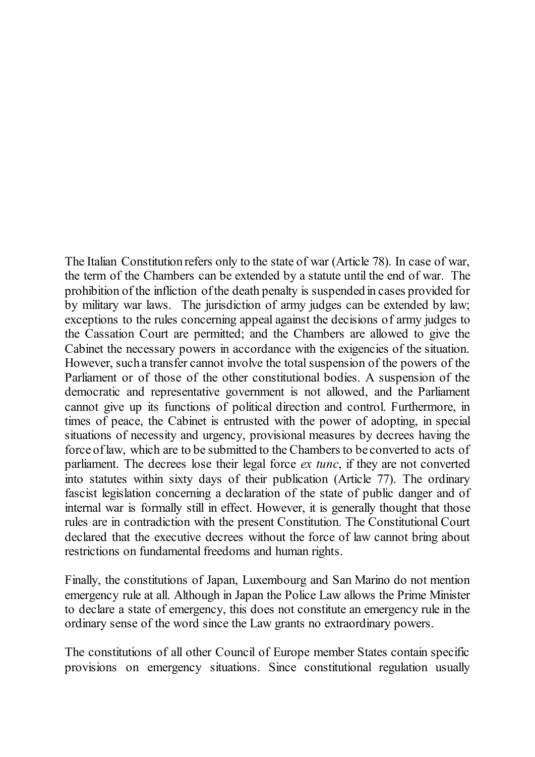The Italian Constitution refers only to the state of war (Article 78). In case of war, the term of the Chambers can be extended by a statute until the end of war. The prohibition of the infliction of the death penalty is suspended in cases provided for by military war laws. The jurisdiction of army judges can be extended by law; exceptions to the rules concerning appeal against the decisions of army judges to the Cassation Court are permitted; and the Chambers are allowed to give the Cabinet the necessary powers in accordance with the exigencies of the situation. However, such a transfer cannot involve the total suspension of the powers of the Parliament or of those of the other constitutional bodies. A suspension of the democratic and representative government is not allowed, and the Parliament cannot give up its functions of political direction and control. Furthermore, in times of peace, the Cabinet is entrusted with the power of adopting, in special situations of necessity and urgency, provisional measures by decrees having the force of law, which are to be submitted to the Chambers to be converted to acts of parliament. The decrees lose their legal force *ex tunc*, if they are not converted into statutes within sixty days of their publication (Article 77). The ordinary fascist legislation concerning a declaration of the state of public danger and of internal war is formally still in effect. However, it is generally thought that those rules are in contradiction with the present Constitution. The Constitutional Court declared that the executive decrees without the force of law cannot bring about restrictions on fundamental freedoms and human rights.

Finally, the constitutions of Japan, Luxembourg and San Marino do not mention emergency rule at all. Although in Japan the Police Law allows the Prime Minister to declare a state of emergency, this does not constitute an emergency rule in the ordinary sense of the word since the Law grants no extraordinary powers.

The constitutions of all other Council of Europe member States contain specific provisions on emergency situations. Since constitutional regulation usually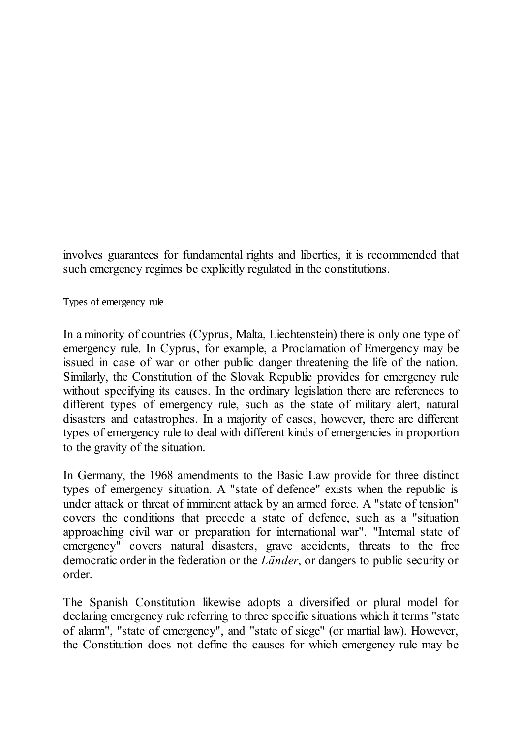involves guarantees for fundamental rights and liberties, it is recommended that such emergency regimes be explicitly regulated in the constitutions.

### Types of emergency rule

In a minority of countries (Cyprus, Malta, Liechtenstein) there is only one type of emergency rule. In Cyprus, for example, a Proclamation of Emergency may be issued in case of war or other public danger threatening the life of the nation. Similarly, the Constitution of the Slovak Republic provides for emergency rule without specifying its causes. In the ordinary legislation there are references to different types of emergency rule, such as the state of military alert, natural disasters and catastrophes. In a majority of cases, however, there are different types of emergency rule to deal with different kinds of emergencies in proportion to the gravity of the situation.

In Germany, the 1968 amendments to the Basic Law provide for three distinct types of emergency situation. A "state of defence" exists when the republic is under attack or threat of imminent attack by an armed force. A "state of tension" covers the conditions that precede a state of defence, such as a "situation approaching civil war or preparation for international war". "Internal state of emergency" covers natural disasters, grave accidents, threats to the free democratic order in the federation or the *Länder*, or dangers to public security or order.

The Spanish Constitution likewise adopts a diversified or plural model for declaring emergency rule referring to three specific situations which it terms "state of alarm", "state of emergency", and "state of siege" (or martial law). However, the Constitution does not define the causes for which emergency rule may be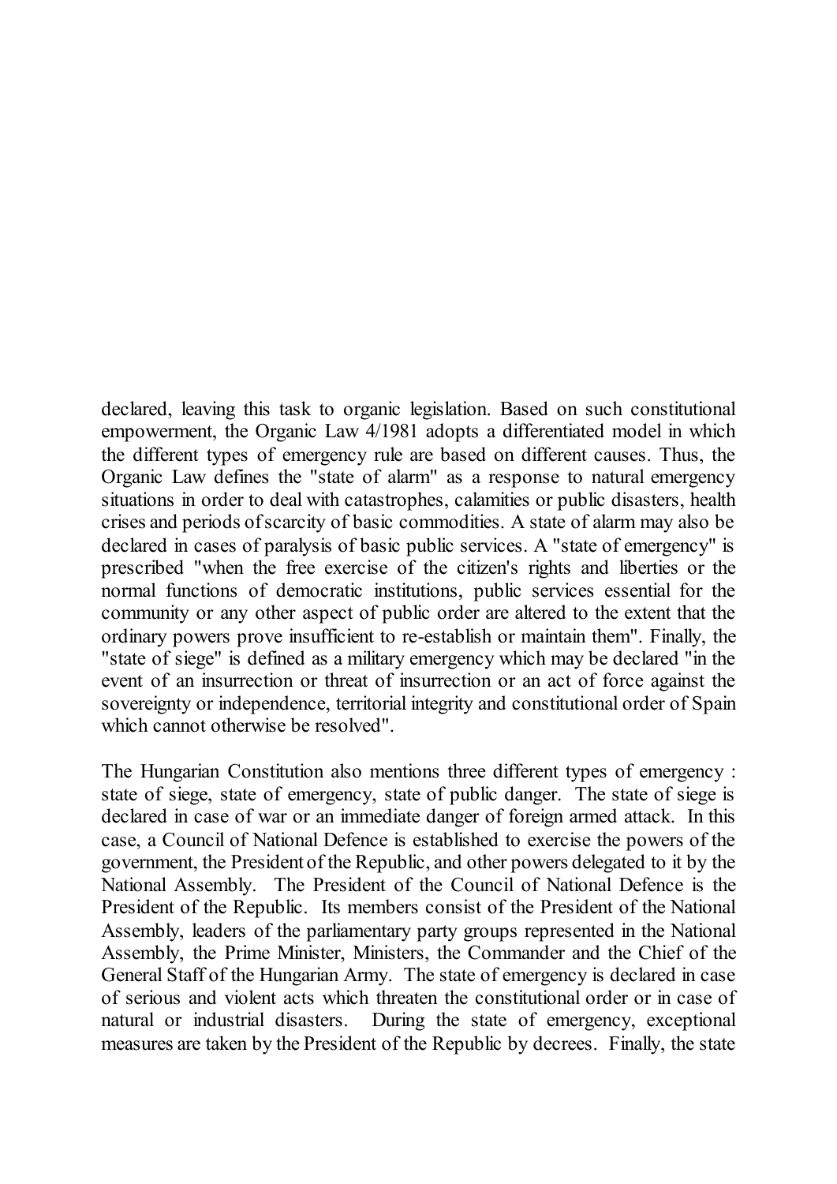declared, leaving this task to organic legislation. Based on such constitutional empowerment, the Organic Law 4/1981 adopts a differentiated model in which the different types of emergency rule are based on different causes. Thus, the Organic Law defines the "state of alarm" as a response to natural emergency situations in order to deal with catastrophes, calamities or public disasters, health crises and periods of scarcity of basic commodities. A state of alarm may also be declared in cases of paralysis of basic public services. A "state of emergency" is prescribed "when the free exercise of the citizen's rights and liberties or the normal functions of democratic institutions, public services essential for the community or any other aspect of public order are altered to the extent that the ordinary powers prove insufficient to re-establish or maintain them". Finally, the "state of siege" is defined as a military emergency which may be declared "in the event of an insurrection or threat of insurrection or an act of force against the sovereignty or independence, territorial integrity and constitutional order of Spain which cannot otherwise be resolved".

The Hungarian Constitution also mentions three different types of emergency : state of siege, state of emergency, state of public danger. The state of siege is declared in case of war or an immediate danger of foreign armed attack. In this case, a Council of National Defence is established to exercise the powers of the government, the President of the Republic, and other powers delegated to it by the National Assembly. The President of the Council of National Defence is the President of the Republic. Its members consist of the President of the National Assembly, leaders of the parliamentary party groups represented in the National Assembly, the Prime Minister, Ministers, the Commander and the Chief of the General Staff of the Hungarian Army. The state of emergency is declared in case of serious and violent acts which threaten the constitutional order or in case of natural or industrial disasters. During the state of emergency, exceptional measures are taken by the President of the Republic by decrees. Finally, the state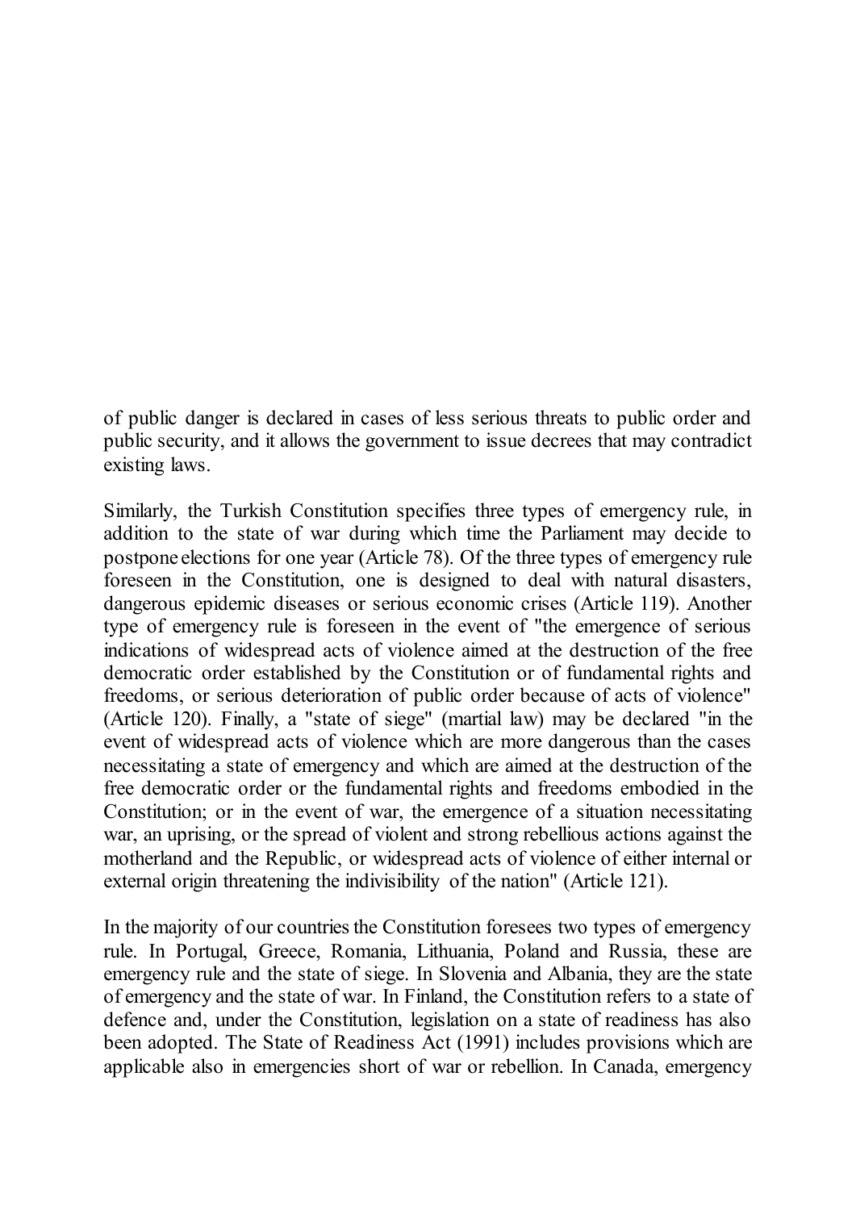of public danger is declared in cases of less serious threats to public order and public security, and it allows the government to issue decrees that may contradict existing laws.

Similarly, the Turkish Constitution specifies three types of emergency rule, in addition to the state of war during which time the Parliament may decide to postpone elections for one year (Article 78). Of the three types of emergency rule foreseen in the Constitution, one is designed to deal with natural disasters, dangerous epidemic diseases or serious economic crises (Article 119). Another type of emergency rule is foreseen in the event of "the emergence of serious indications of widespread acts of violence aimed at the destruction of the free democratic order established by the Constitution or of fundamental rights and freedoms, or serious deterioration of public order because of acts of violence" (Article 120). Finally, a "state of siege" (martial law) may be declared "in the event of widespread acts of violence which are more dangerous than the cases necessitating a state of emergency and which are aimed at the destruction of the free democratic order or the fundamental rights and freedoms embodied in the Constitution; or in the event of war, the emergence of a situation necessitating war, an uprising, or the spread of violent and strong rebellious actions against the motherland and the Republic, or widespread acts of violence of either internal or external origin threatening the indivisibility of the nation" (Article 121).

In the majority of our countries the Constitution foresees two types of emergency rule. In Portugal, Greece, Romania, Lithuania, Poland and Russia, these are emergency rule and the state of siege. In Slovenia and Albania, they are the state of emergency and the state of war. In Finland, the Constitution refers to a state of defence and, under the Constitution, legislation on a state of readiness has also been adopted. The State of Readiness Act (1991) includes provisions which are applicable also in emergencies short of war or rebellion. In Canada, emergency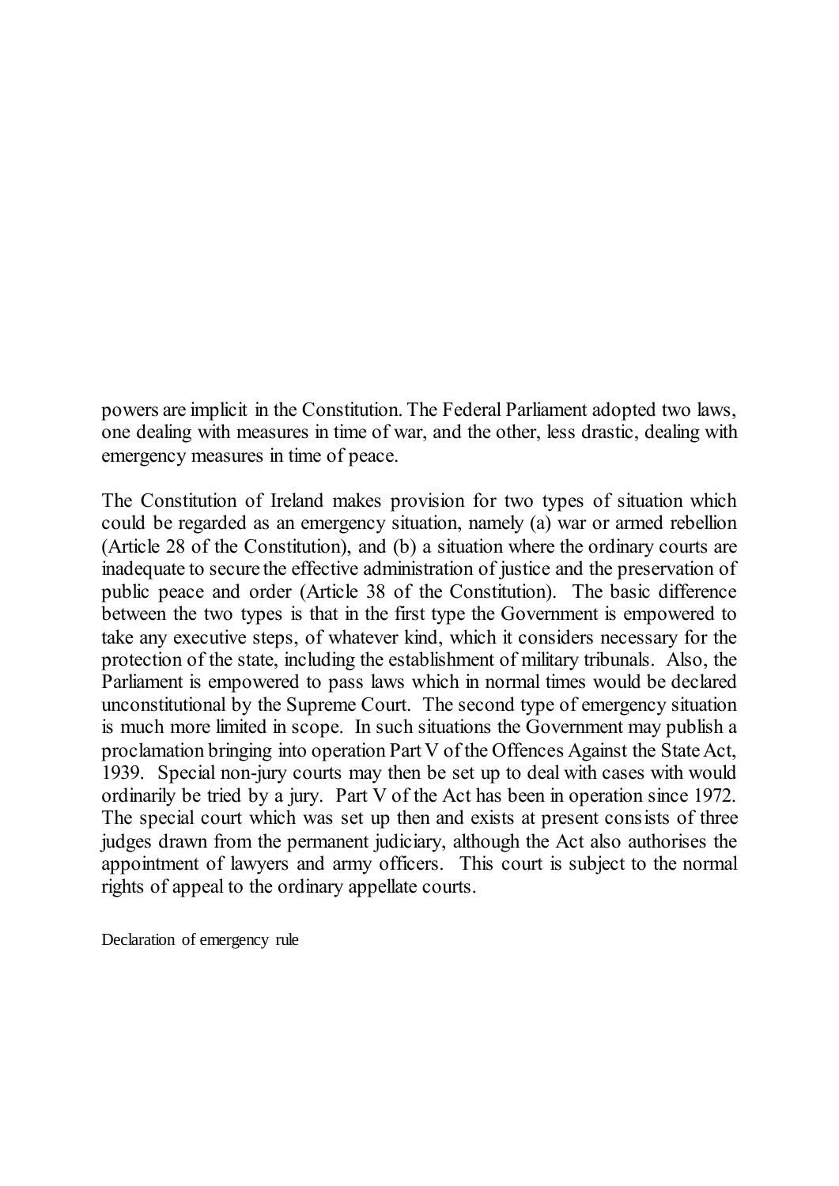powers are implicit in the Constitution. The Federal Parliament adopted two laws, one dealing with measures in time of war, and the other, less drastic, dealing with emergency measures in time of peace.

The Constitution of Ireland makes provision for two types of situation which could be regarded as an emergency situation, namely (a) war or armed rebellion (Article 28 of the Constitution), and (b) a situation where the ordinary courts are inadequate to secure the effective administration of justice and the preservation of public peace and order (Article 38 of the Constitution). The basic difference between the two types is that in the first type the Government is empowered to take any executive steps, of whatever kind, which it considers necessary for the protection of the state, including the establishment of military tribunals. Also, the Parliament is empowered to pass laws which in normal times would be declared unconstitutional by the Supreme Court. The second type of emergency situation is much more limited in scope. In such situations the Government may publish a proclamation bringing into operation Part V of the Offences Against the State Act, 1939. Special non-jury courts may then be set up to deal with cases with would ordinarily be tried by a jury. Part V of the Act has been in operation since 1972. The special court which was set up then and exists at present consists of three judges drawn from the permanent judiciary, although the Act also authorises the appointment of lawyers and army officers. This court is subject to the normal rights of appeal to the ordinary appellate courts.

Declaration of emergency rule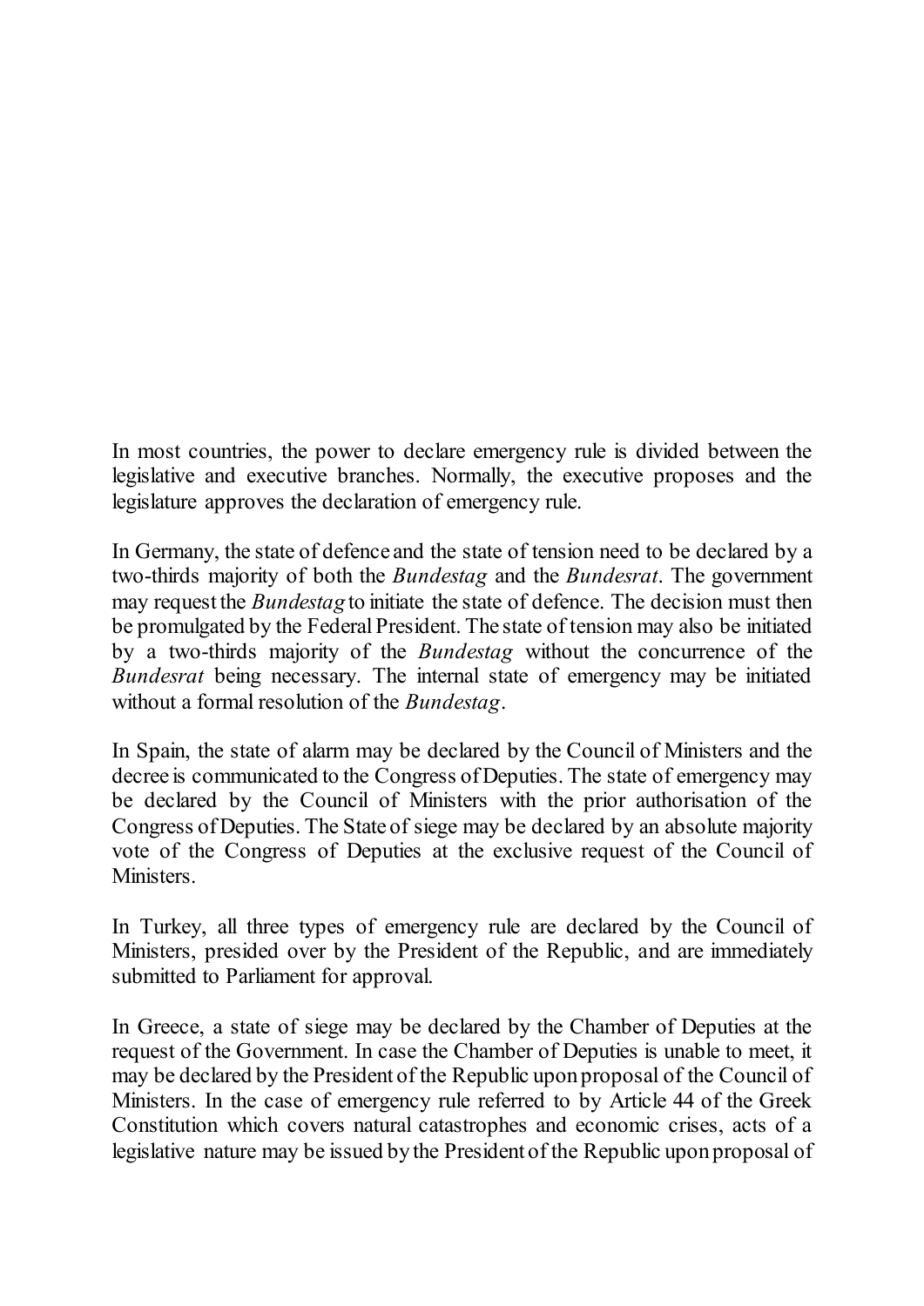In most countries, the power to declare emergency rule is divided between the legislative and executive branches. Normally, the executive proposes and the legislature approves the declaration of emergency rule.

In Germany, the state of defence and the state of tension need to be declared by a two-thirds majority of both the *Bundestag* and the *Bundesrat*. The government may request the *Bundestag* to initiate the state of defence. The decision must then be promulgated by the Federal President. The state of tension may also be initiated by a two-thirds majority of the *Bundestag* without the concurrence of the *Bundesrat* being necessary. The internal state of emergency may be initiated without a formal resolution of the *Bundestag*.

In Spain, the state of alarm may be declared by the Council of Ministers and the decree is communicated to the Congress of Deputies. The state of emergency may be declared by the Council of Ministers with the prior authorisation of the Congress of Deputies. The State of siege may be declared by an absolute majority vote of the Congress of Deputies at the exclusive request of the Council of Ministers.

In Turkey, all three types of emergency rule are declared by the Council of Ministers, presided over by the President of the Republic, and are immediately submitted to Parliament for approval.

In Greece, a state of siege may be declared by the Chamber of Deputies at the request of the Government. In case the Chamber of Deputies is unable to meet, it may be declared by the President of the Republic upon proposal of the Council of Ministers. In the case of emergency rule referred to by Article 44 of the Greek Constitution which covers natural catastrophes and economic crises, acts of a legislative nature may be issued by the President of the Republic upon proposal of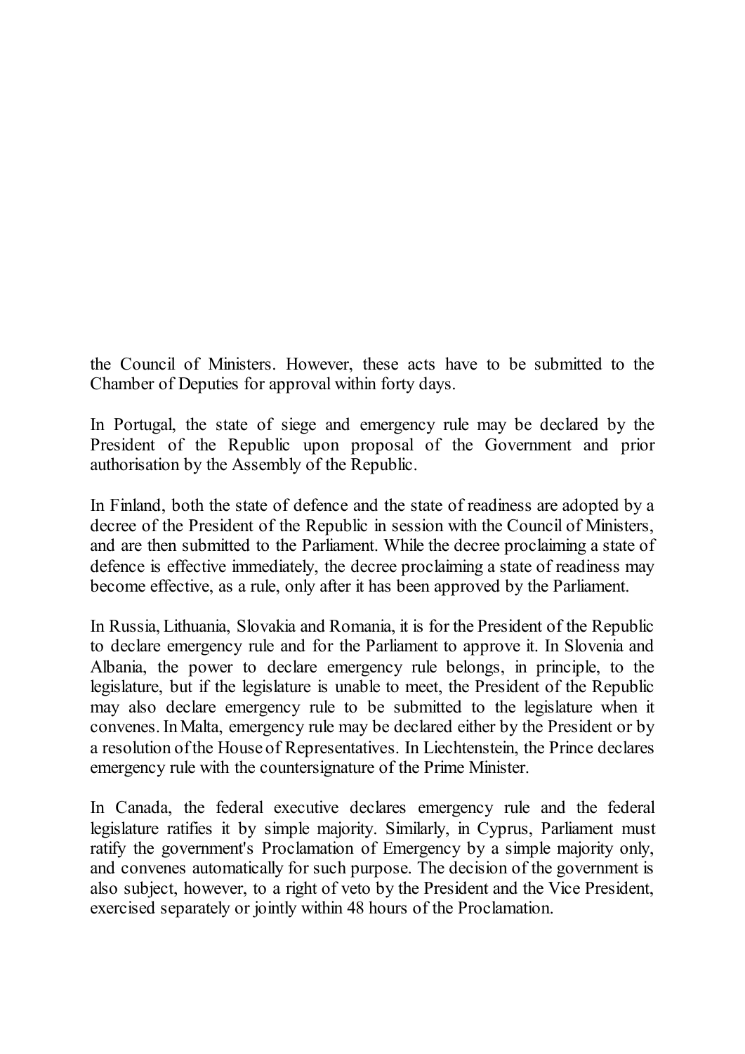the Council of Ministers. However, these acts have to be submitted to the Chamber of Deputies for approval within forty days.

In Portugal, the state of siege and emergency rule may be declared by the President of the Republic upon proposal of the Government and prior authorisation by the Assembly of the Republic.

In Finland, both the state of defence and the state of readiness are adopted by a decree of the President of the Republic in session with the Council of Ministers, and are then submitted to the Parliament. While the decree proclaiming a state of defence is effective immediately, the decree proclaiming a state of readiness may become effective, as a rule, only after it has been approved by the Parliament.

In Russia, Lithuania, Slovakia and Romania, it is for the President of the Republic to declare emergency rule and for the Parliament to approve it. In Slovenia and Albania, the power to declare emergency rule belongs, in principle, to the legislature, but if the legislature is unable to meet, the President of the Republic may also declare emergency rule to be submitted to the legislature when it convenes. In Malta, emergency rule may be declared either by the President or by a resolution of the House of Representatives. In Liechtenstein, the Prince declares emergency rule with the countersignature of the Prime Minister.

In Canada, the federal executive declares emergency rule and the federal legislature ratifies it by simple majority. Similarly, in Cyprus, Parliament must ratify the government's Proclamation of Emergency by a simple majority only, and convenes automatically for such purpose. The decision of the government is also subject, however, to a right of veto by the President and the Vice President, exercised separately or jointly within 48 hours of the Proclamation.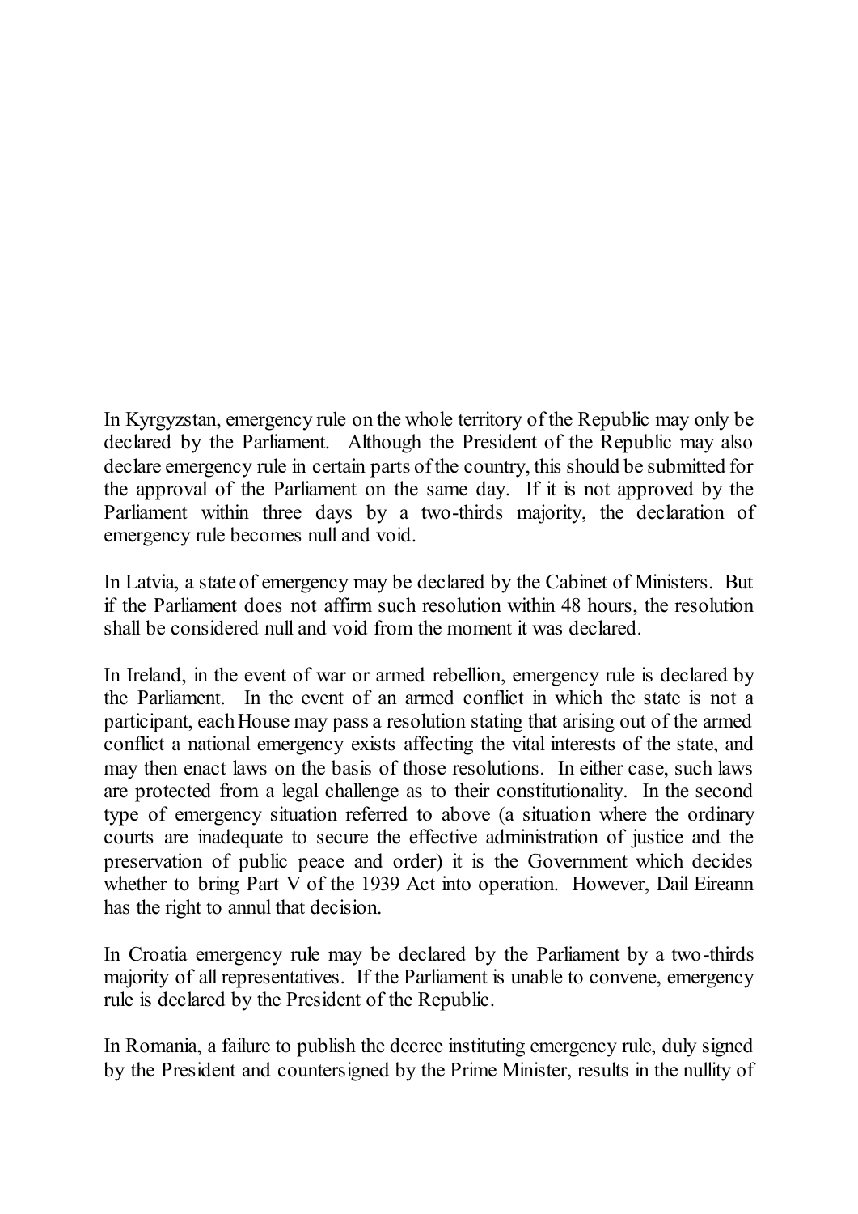In Kyrgyzstan, emergency rule on the whole territory of the Republic may only be declared by the Parliament. Although the President of the Republic may also declare emergency rule in certain parts of the country, this should be submitted for the approval of the Parliament on the same day. If it is not approved by the Parliament within three days by a two-thirds majority, the declaration of emergency rule becomes null and void.

In Latvia, a state of emergency may be declared by the Cabinet of Ministers. But if the Parliament does not affirm such resolution within 48 hours, the resolution shall be considered null and void from the moment it was declared.

In Ireland, in the event of war or armed rebellion, emergency rule is declared by the Parliament. In the event of an armed conflict in which the state is not a participant, each House may pass a resolution stating that arising out of the armed conflict a national emergency exists affecting the vital interests of the state, and may then enact laws on the basis of those resolutions. In either case, such laws are protected from a legal challenge as to their constitutionality. In the second type of emergency situation referred to above (a situation where the ordinary courts are inadequate to secure the effective administration of justice and the preservation of public peace and order) it is the Government which decides whether to bring Part V of the 1939 Act into operation. However, Dail Eireann has the right to annul that decision.

In Croatia emergency rule may be declared by the Parliament by a two-thirds majority of all representatives. If the Parliament is unable to convene, emergency rule is declared by the President of the Republic.

In Romania, a failure to publish the decree instituting emergency rule, duly signed by the President and countersigned by the Prime Minister, results in the nullity of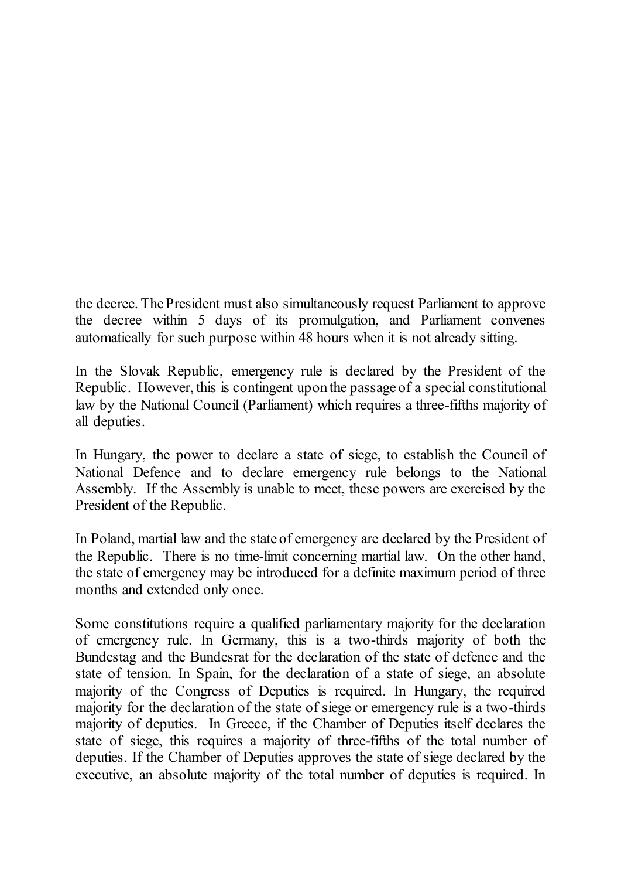the decree. The President must also simultaneously request Parliament to approve the decree within 5 days of its promulgation, and Parliament convenes automatically for such purpose within 48 hours when it is not already sitting.

In the Slovak Republic, emergency rule is declared by the President of the Republic. However, this is contingent upon the passage of a special constitutional law by the National Council (Parliament) which requires a three-fifths majority of all deputies.

In Hungary, the power to declare a state of siege, to establish the Council of National Defence and to declare emergency rule belongs to the National Assembly. If the Assembly is unable to meet, these powers are exercised by the President of the Republic.

In Poland, martial law and the state of emergency are declared by the President of the Republic. There is no time-limit concerning martial law. On the other hand, the state of emergency may be introduced for a definite maximum period of three months and extended only once.

Some constitutions require a qualified parliamentary majority for the declaration of emergency rule. In Germany, this is a two-thirds majority of both the Bundestag and the Bundesrat for the declaration of the state of defence and the state of tension. In Spain, for the declaration of a state of siege, an absolute majority of the Congress of Deputies is required. In Hungary, the required majority for the declaration of the state of siege or emergency rule is a two-thirds majority of deputies. In Greece, if the Chamber of Deputies itself declares the state of siege, this requires a majority of three-fifths of the total number of deputies. If the Chamber of Deputies approves the state of siege declared by the executive, an absolute majority of the total number of deputies is required. In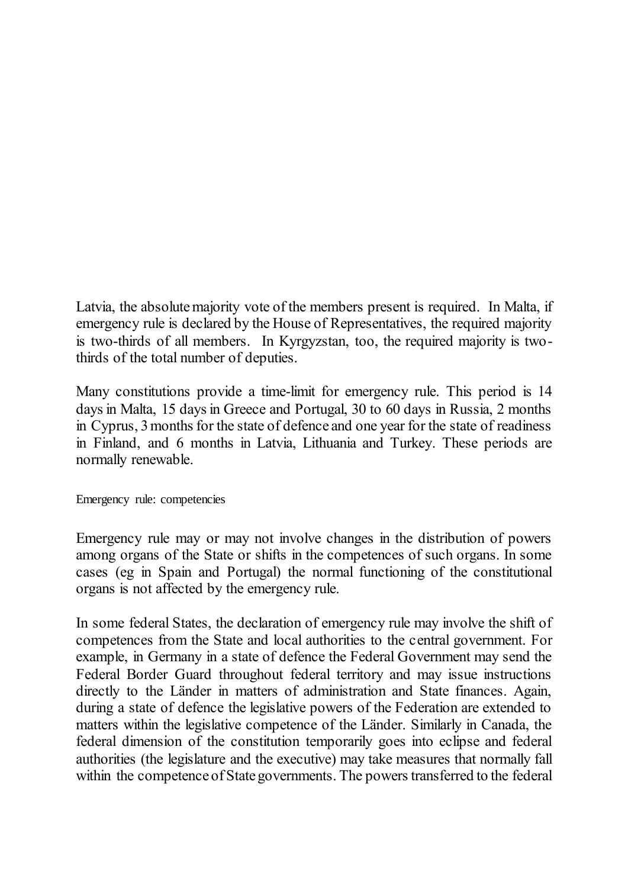Latvia, the absolute majority vote of the members present is required. In Malta, if emergency rule is declared by the House of Representatives, the required majority is two-thirds of all members. In Kyrgyzstan, too, the required majority is two-thirds of the total number of deputies.

Many constitutions provide a time-limit for emergency rule. This period is 14 days in Malta, 15 days in Greece and Portugal, 30 to 60 days in Russia, 2 months in Cyprus, 3 months for the state of defence and one year for the state of readiness in Finland, and 6 months in Latvia, Lithuania and Turkey. These periods are normally renewable.

### Emergency rule: competencies

Emergency rule may or may not involve changes in the distribution of powers among organs of the State or shifts in the competences of such organs. In some cases (eg in Spain and Portugal) the normal functioning of the constitutional organs is not affected by the emergency rule.

In some federal States, the declaration of emergency rule may involve the shift of competences from the State and local authorities to the central government. For example, in Germany in a state of defence the Federal Government may send the Federal Border Guard throughout federal territory and may issue instructions directly to the Länder in matters of administration and State finances. Again, during a state of defence the legislative powers of the Federation are extended to matters within the legislative competence of the Länder. Similarly in Canada, the federal dimension of the constitution temporarily goes into eclipse and federal authorities (the legislature and the executive) may take measures that normally fall within the competence of State governments. The powers transferred to the federal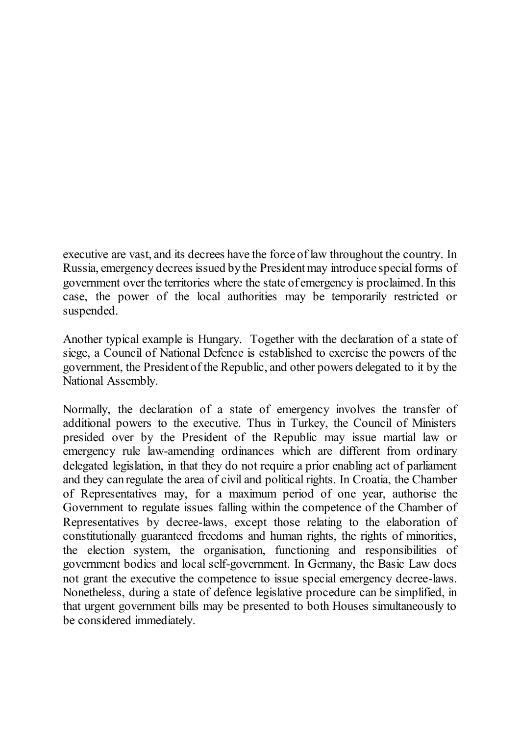executive are vast, and its decrees have the force of law throughout the country. In Russia, emergency decrees issued by the President may introduce special forms of government over the territories where the state of emergency is proclaimed. In this case, the power of the local authorities may be temporarily restricted or suspended.

Another typical example is Hungary. Together with the declaration of a state of siege, a Council of National Defence is established to exercise the powers of the government, the President of the Republic, and other powers delegated to it by the National Assembly.

Normally, the declaration of a state of emergency involves the transfer of additional powers to the executive. Thus in Turkey, the Council of Ministers presided over by the President of the Republic may issue martial law or emergency rule law-amending ordinances which are different from ordinary delegated legislation, in that they do not require a prior enabling act of parliament and they can regulate the area of civil and political rights. In Croatia, the Chamber of Representatives may, for a maximum period of one year, authorise the Government to regulate issues falling within the competence of the Chamber of Representatives by decree-laws, except those relating to the elaboration of constitutionally guaranteed freedoms and human rights, the rights of minorities, the election system, the organisation, functioning and responsibilities of government bodies and local self-government. In Germany, the Basic Law does not grant the executive the competence to issue special emergency decree-laws. Nonetheless, during a state of defence legislative procedure can be simplified, in that urgent government bills may be presented to both Houses simultaneously to be considered immediately.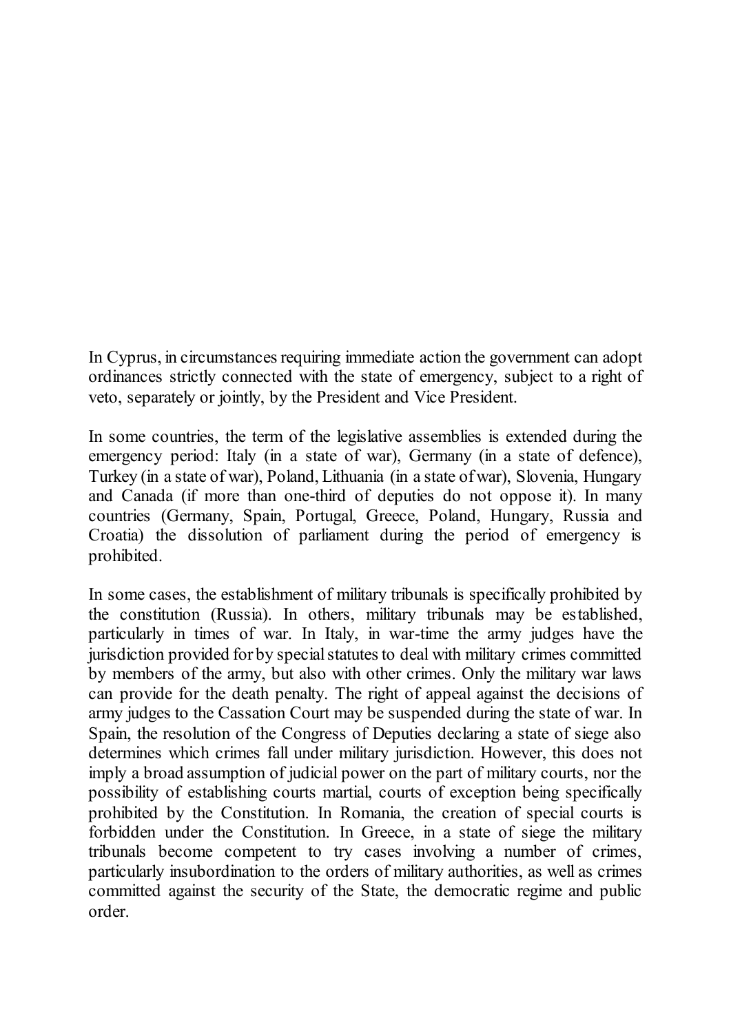In Cyprus, in circumstances requiring immediate action the government can adopt ordinances strictly connected with the state of emergency, subject to a right of veto, separately or jointly, by the President and Vice President.

In some countries, the term of the legislative assemblies is extended during the emergency period: Italy (in a state of war), Germany (in a state of defence), Turkey (in a state of war), Poland, Lithuania (in a state of war), Slovenia, Hungary and Canada (if more than one-third of deputies do not oppose it). In many countries (Germany, Spain, Portugal, Greece, Poland, Hungary, Russia and Croatia) the dissolution of parliament during the period of emergency is prohibited.

In some cases, the establishment of military tribunals is specifically prohibited by the constitution (Russia). In others, military tribunals may be established, particularly in times of war. In Italy, in war-time the army judges have the jurisdiction provided for by special statutes to deal with military crimes committed by members of the army, but also with other crimes. Only the military war laws can provide for the death penalty. The right of appeal against the decisions of army judges to the Cassation Court may be suspended during the state of war. In Spain, the resolution of the Congress of Deputies declaring a state of siege also determines which crimes fall under military jurisdiction. However, this does not imply a broad assumption of judicial power on the part of military courts, nor the possibility of establishing courts martial, courts of exception being specifically prohibited by the Constitution. In Romania, the creation of special courts is forbidden under the Constitution. In Greece, in a state of siege the military tribunals become competent to try cases involving a number of crimes, particularly insubordination to the orders of military authorities, as well as crimes committed against the security of the State, the democratic regime and public order.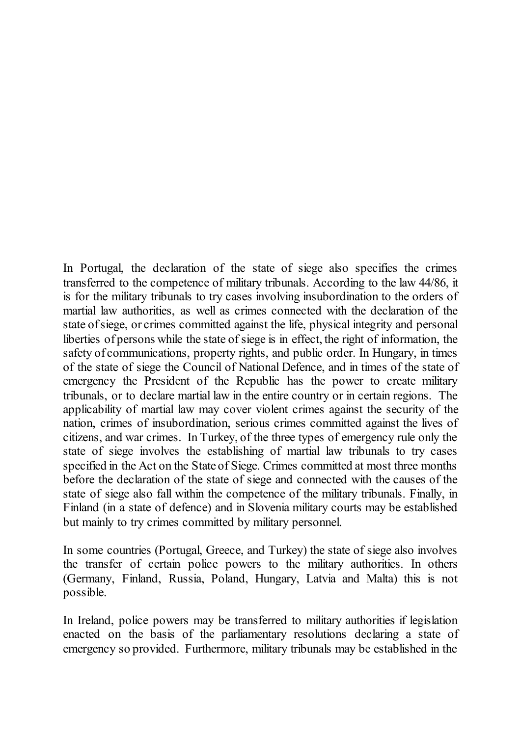In Portugal, the declaration of the state of siege also specifies the crimes transferred to the competence of military tribunals. According to the law 44/86, it is for the military tribunals to try cases involving insubordination to the orders of martial law authorities, as well as crimes connected with the declaration of the state of siege, or crimes committed against the life, physical integrity and personal liberties of persons while the state of siege is in effect, the right of information, the safety of communications, property rights, and public order. In Hungary, in times of the state of siege the Council of National Defence, and in times of the state of emergency the President of the Republic has the power to create military tribunals, or to declare martial law in the entire country or in certain regions. The applicability of martial law may cover violent crimes against the security of the nation, crimes of insubordination, serious crimes committed against the lives of citizens, and war crimes. In Turkey, of the three types of emergency rule only the state of siege involves the establishing of martial law tribunals to try cases specified in the Act on the State of Siege. Crimes committed at most three months before the declaration of the state of siege and connected with the causes of the state of siege also fall within the competence of the military tribunals. Finally, in Finland (in a state of defence) and in Slovenia military courts may be established but mainly to try crimes committed by military personnel.

In some countries (Portugal, Greece, and Turkey) the state of siege also involves the transfer of certain police powers to the military authorities. In others (Germany, Finland, Russia, Poland, Hungary, Latvia and Malta) this is not possible.

In Ireland, police powers may be transferred to military authorities if legislation enacted on the basis of the parliamentary resolutions declaring a state of emergency so provided. Furthermore, military tribunals may be established in the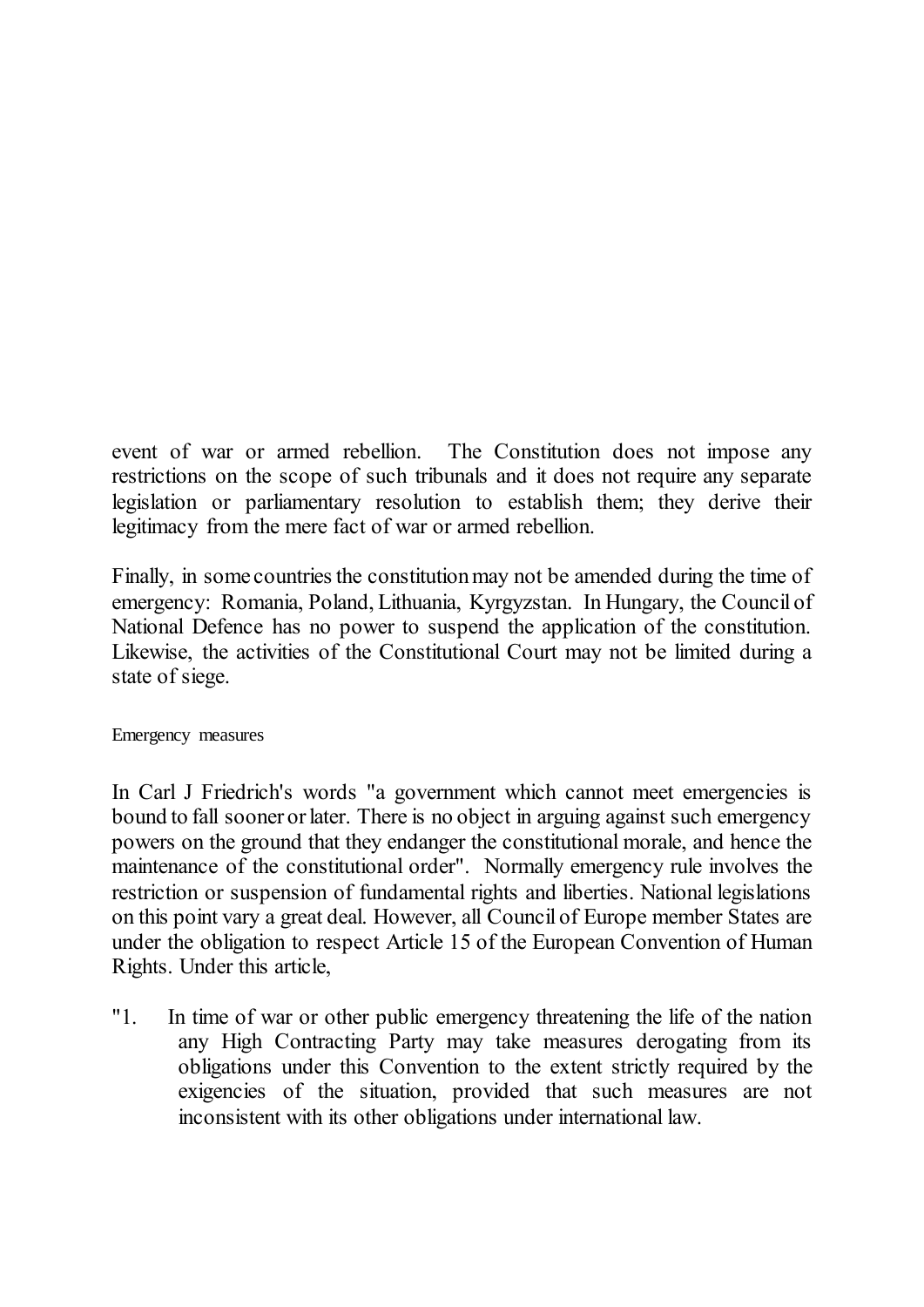event of war or armed rebellion. The Constitution does not impose any restrictions on the scope of such tribunals and it does not require any separate legislation or parliamentary resolution to establish them; they derive their legitimacy from the mere fact of war or armed rebellion.

Finally, in some countries the constitution may not be amended during the time of emergency: Romania, Poland, Lithuania, Kyrgyzstan. In Hungary, the Council of National Defence has no power to suspend the application of the constitution. Likewise, the activities of the Constitutional Court may not be limited during a state of siege.

### Emergency measures

In Carl J Friedrich's words "a government which cannot meet emergencies is bound to fall sooner or later. There is no object in arguing against such emergency powers on the ground that they endanger the constitutional morale, and hence the maintenance of the constitutional order". Normally emergency rule involves the restriction or suspension of fundamental rights and liberties. National legislations on this point vary a great deal. However, all Council of Europe member States are under the obligation to respect Article 15 of the European Convention of Human Rights. Under this article,

"1. In time of war or other public emergency threatening the life of the nation any High Contracting Party may take measures derogating from its obligations under this Convention to the extent strictly required by the exigencies of the situation, provided that such measures are not inconsistent with its other obligations under international law.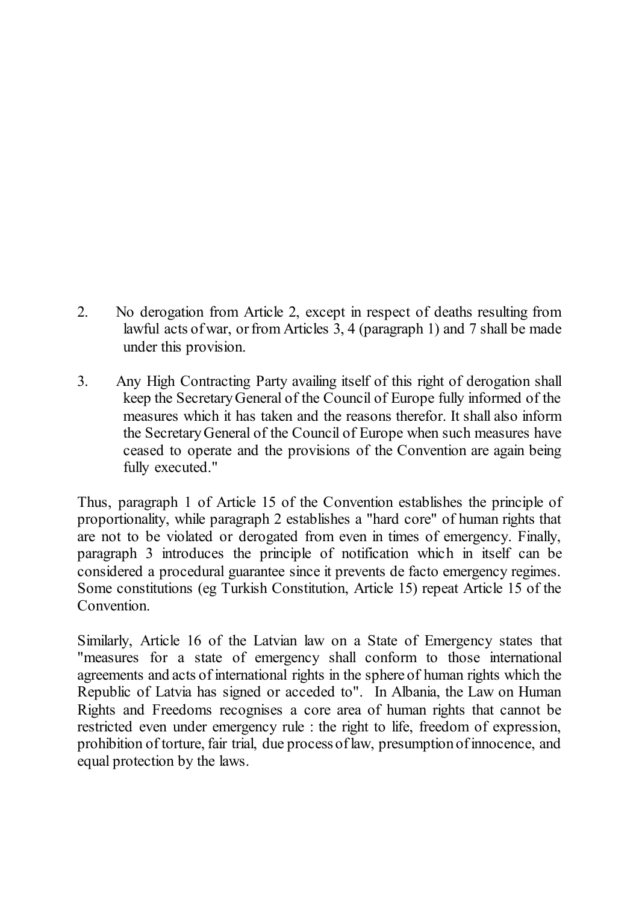2. No derogation from Article 2, except in respect of deaths resulting from lawful acts of war, or from Articles 3, 4 (paragraph 1) and 7 shall be made under this provision.

3. Any High Contracting Party availing itself of this right of derogation shall keep the Secretary General of the Council of Europe fully informed of the measures which it has taken and the reasons therefor. It shall also inform the Secretary General of the Council of Europe when such measures have ceased to operate and the provisions of the Convention are again being fully executed."

Thus, paragraph 1 of Article 15 of the Convention establishes the principle of proportionality, while paragraph 2 establishes a "hard core" of human rights that are not to be violated or derogated from even in times of emergency. Finally, paragraph 3 introduces the principle of notification which in itself can be considered a procedural guarantee since it prevents de facto emergency regimes. Some constitutions (eg Turkish Constitution, Article 15) repeat Article 15 of the Convention.

Similarly, Article 16 of the Latvian law on a State of Emergency states that "measures for a state of emergency shall conform to those international agreements and acts of international rights in the sphere of human rights which the Republic of Latvia has signed or acceded to". In Albania, the Law on Human Rights and Freedoms recognises a core area of human rights that cannot be restricted even under emergency rule : the right to life, freedom of expression, prohibition of torture, fair trial, due process of law, presumption of innocence, and equal protection by the laws.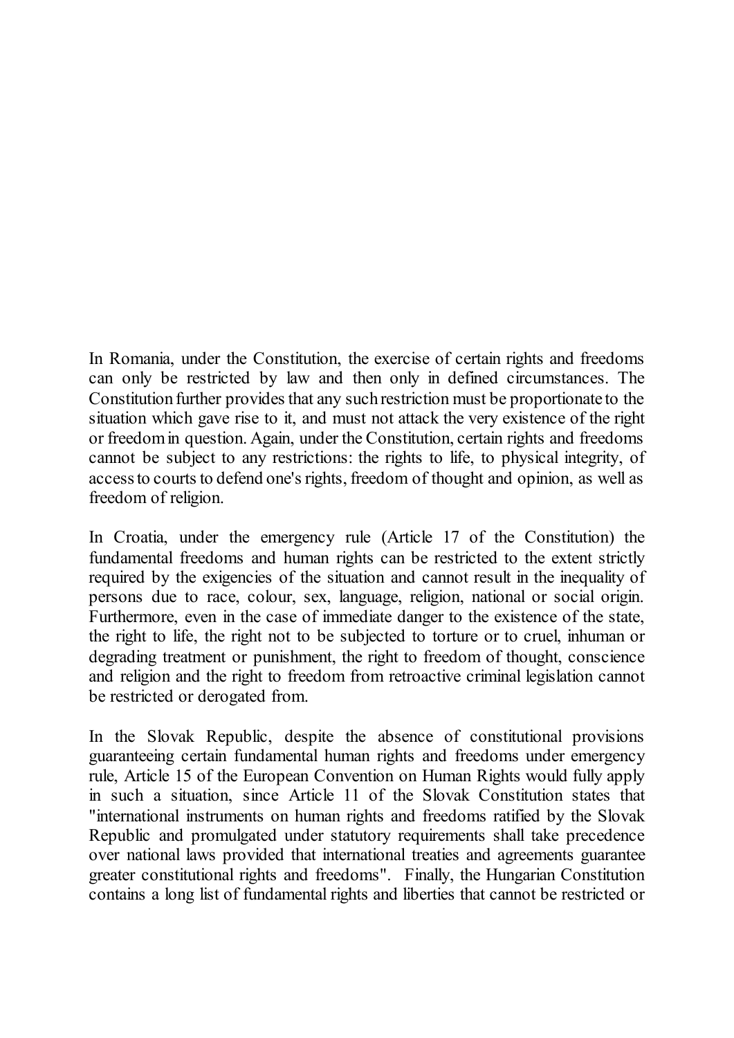In Romania, under the Constitution, the exercise of certain rights and freedoms can only be restricted by law and then only in defined circumstances. The Constitution further provides that any such restriction must be proportionate to the situation which gave rise to it, and must not attack the very existence of the right or freedom in question. Again, under the Constitution, certain rights and freedoms cannot be subject to any restrictions: the rights to life, to physical integrity, of access to courts to defend one's rights, freedom of thought and opinion, as well as freedom of religion.

In Croatia, under the emergency rule (Article 17 of the Constitution) the fundamental freedoms and human rights can be restricted to the extent strictly required by the exigencies of the situation and cannot result in the inequality of persons due to race, colour, sex, language, religion, national or social origin. Furthermore, even in the case of immediate danger to the existence of the state, the right to life, the right not to be subjected to torture or to cruel, inhuman or degrading treatment or punishment, the right to freedom of thought, conscience and religion and the right to freedom from retroactive criminal legislation cannot be restricted or derogated from.

In the Slovak Republic, despite the absence of constitutional provisions guaranteeing certain fundamental human rights and freedoms under emergency rule, Article 15 of the European Convention on Human Rights would fully apply in such a situation, since Article 11 of the Slovak Constitution states that "international instruments on human rights and freedoms ratified by the Slovak Republic and promulgated under statutory requirements shall take precedence over national laws provided that international treaties and agreements guarantee greater constitutional rights and freedoms". Finally, the Hungarian Constitution contains a long list of fundamental rights and liberties that cannot be restricted or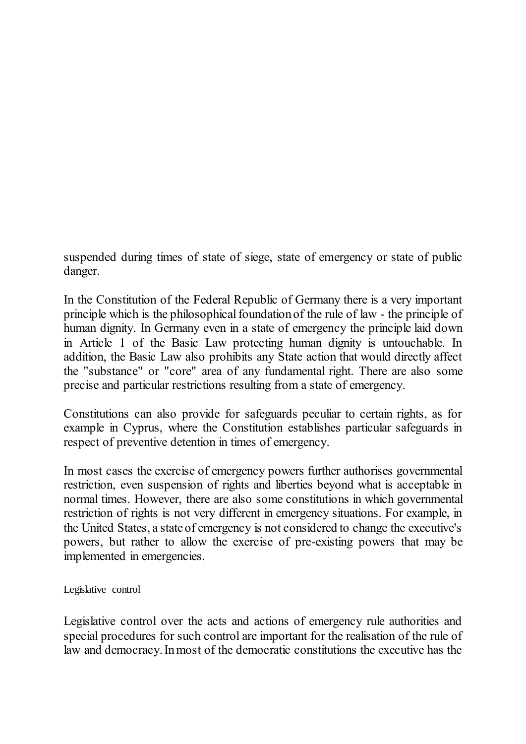suspended during times of state of siege, state of emergency or state of public danger.

In the Constitution of the Federal Republic of Germany there is a very important principle which is the philosophical foundation of the rule of law - the principle of human dignity. In Germany even in a state of emergency the principle laid down in Article 1 of the Basic Law protecting human dignity is untouchable. In addition, the Basic Law also prohibits any State action that would directly affect the "substance" or "core" area of any fundamental right. There are also some precise and particular restrictions resulting from a state of emergency.

Constitutions can also provide for safeguards peculiar to certain rights, as for example in Cyprus, where the Constitution establishes particular safeguards in respect of preventive detention in times of emergency.

In most cases the exercise of emergency powers further authorises governmental restriction, even suspension of rights and liberties beyond what is acceptable in normal times. However, there are also some constitutions in which governmental restriction of rights is not very different in emergency situations. For example, in the United States, a state of emergency is not considered to change the executive's powers, but rather to allow the exercise of pre-existing powers that may be implemented in emergencies.

### Legislative control

Legislative control over the acts and actions of emergency rule authorities and special procedures for such control are important for the realisation of the rule of law and democracy. In most of the democratic constitutions the executive has the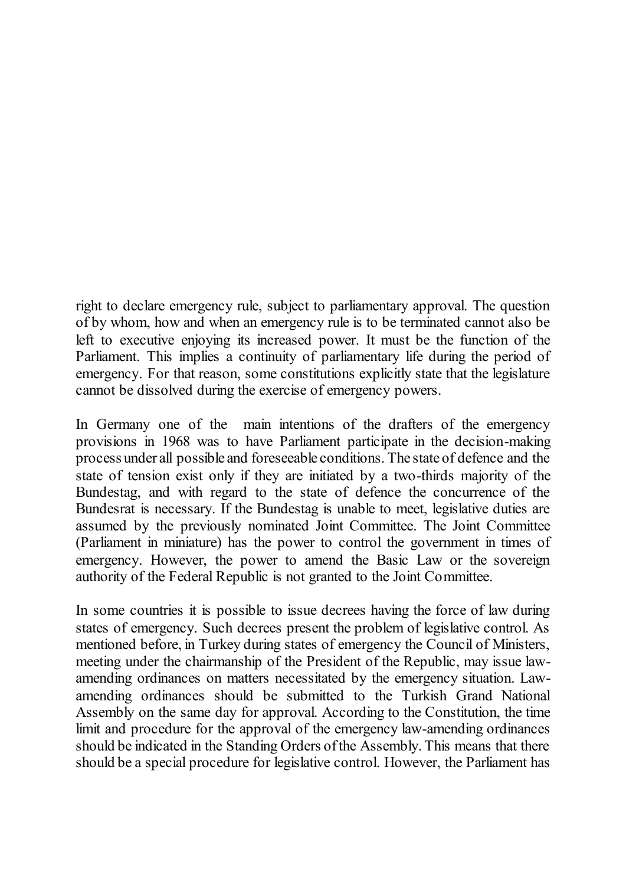right to declare emergency rule, subject to parliamentary approval. The question of by whom, how and when an emergency rule is to be terminated cannot also be left to executive enjoying its increased power. It must be the function of the Parliament. This implies a continuity of parliamentary life during the period of emergency. For that reason, some constitutions explicitly state that the legislature cannot be dissolved during the exercise of emergency powers.

In Germany one of the main intentions of the drafters of the emergency provisions in 1968 was to have Parliament participate in the decision-making process under all possible and foreseeable conditions. The state of defence and the state of tension exist only if they are initiated by a two-thirds majority of the Bundestag, and with regard to the state of defence the concurrence of the Bundesrat is necessary. If the Bundestag is unable to meet, legislative duties are assumed by the previously nominated Joint Committee. The Joint Committee (Parliament in miniature) has the power to control the government in times of emergency. However, the power to amend the Basic Law or the sovereign authority of the Federal Republic is not granted to the Joint Committee.

In some countries it is possible to issue decrees having the force of law during states of emergency. Such decrees present the problem of legislative control. As mentioned before, in Turkey during states of emergency the Council of Ministers, meeting under the chairmanship of the President of the Republic, may issue law-amending ordinances on matters necessitated by the emergency situation. Law-amending ordinances should be submitted to the Turkish Grand National Assembly on the same day for approval. According to the Constitution, the time limit and procedure for the approval of the emergency law-amending ordinances should be indicated in the Standing Orders of the Assembly. This means that there should be a special procedure for legislative control. However, the Parliament has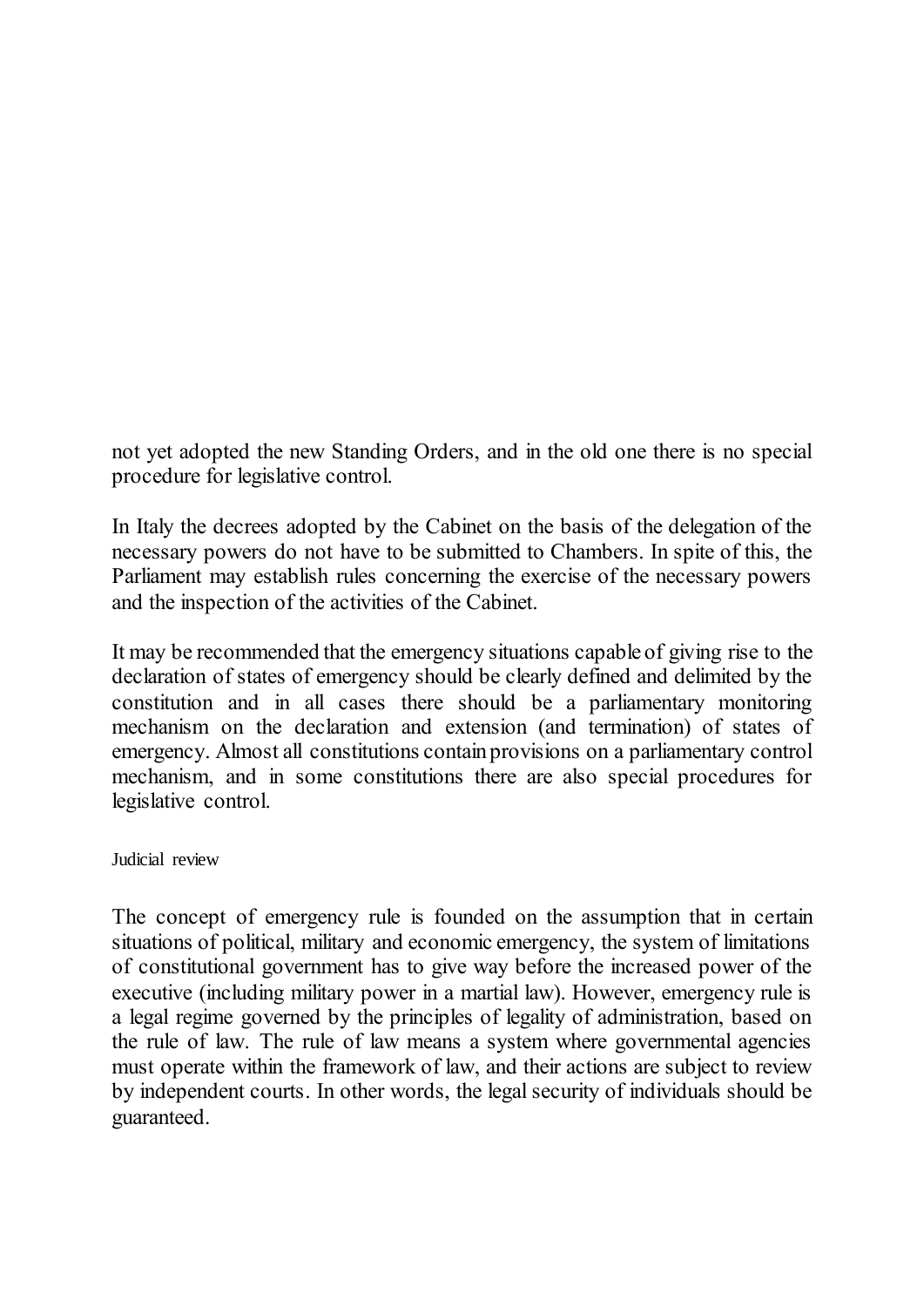not yet adopted the new Standing Orders, and in the old one there is no special procedure for legislative control.

In Italy the decrees adopted by the Cabinet on the basis of the delegation of the necessary powers do not have to be submitted to Chambers. In spite of this, the Parliament may establish rules concerning the exercise of the necessary powers and the inspection of the activities of the Cabinet.

It may be recommended that the emergency situations capable of giving rise to the declaration of states of emergency should be clearly defined and delimited by the constitution and in all cases there should be a parliamentary monitoring mechanism on the declaration and extension (and termination) of states of emergency. Almost all constitutions contain provisions on a parliamentary control mechanism, and in some constitutions there are also special procedures for legislative control.

### Judicial review

The concept of emergency rule is founded on the assumption that in certain situations of political, military and economic emergency, the system of limitations of constitutional government has to give way before the increased power of the executive (including military power in a martial law). However, emergency rule is a legal regime governed by the principles of legality of administration, based on the rule of law. The rule of law means a system where governmental agencies must operate within the framework of law, and their actions are subject to review by independent courts. In other words, the legal security of individuals should be guaranteed.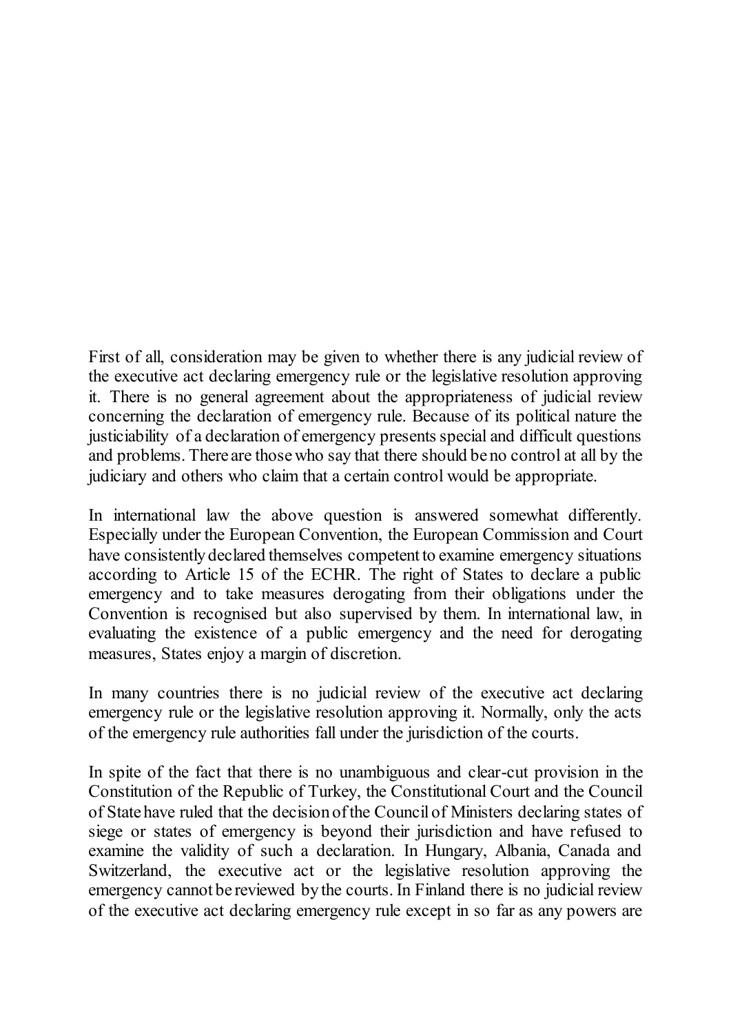First of all, consideration may be given to whether there is any judicial review of the executive act declaring emergency rule or the legislative resolution approving it. There is no general agreement about the appropriateness of judicial review concerning the declaration of emergency rule. Because of its political nature the justiciability of a declaration of emergency presents special and difficult questions and problems. There are those who say that there should be no control at all by the judiciary and others who claim that a certain control would be appropriate.

In international law the above question is answered somewhat differently. Especially under the European Convention, the European Commission and Court have consistently declared themselves competent to examine emergency situations according to Article 15 of the ECHR. The right of States to declare a public emergency and to take measures derogating from their obligations under the Convention is recognised but also supervised by them. In international law, in evaluating the existence of a public emergency and the need for derogating measures, States enjoy a margin of discretion.

In many countries there is no judicial review of the executive act declaring emergency rule or the legislative resolution approving it. Normally, only the acts of the emergency rule authorities fall under the jurisdiction of the courts.

In spite of the fact that there is no unambiguous and clear-cut provision in the Constitution of the Republic of Turkey, the Constitutional Court and the Council of State have ruled that the decision of the Council of Ministers declaring states of siege or states of emergency is beyond their jurisdiction and have refused to examine the validity of such a declaration. In Hungary, Albania, Canada and Switzerland, the executive act or the legislative resolution approving the emergency cannot be reviewed by the courts. In Finland there is no judicial review of the executive act declaring emergency rule except in so far as any powers are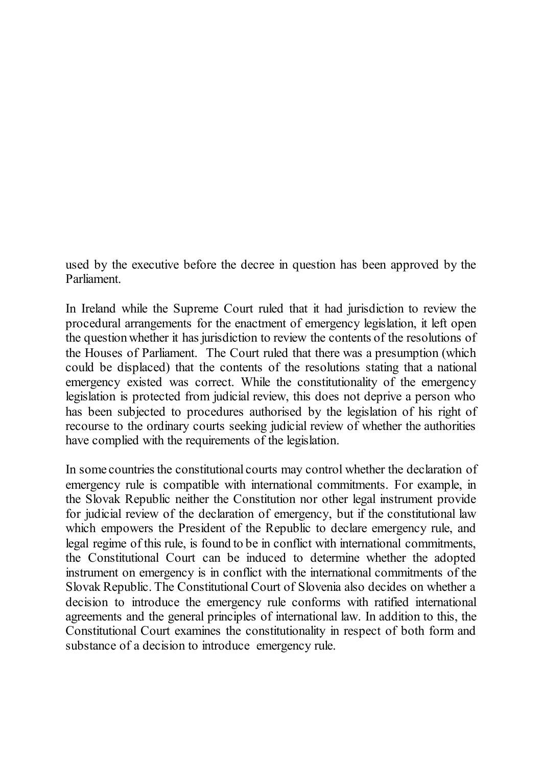used by the executive before the decree in question has been approved by the Parliament.

In Ireland while the Supreme Court ruled that it had jurisdiction to review the procedural arrangements for the enactment of emergency legislation, it left open the question whether it has jurisdiction to review the contents of the resolutions of the Houses of Parliament. The Court ruled that there was a presumption (which could be displaced) that the contents of the resolutions stating that a national emergency existed was correct. While the constitutionality of the emergency legislation is protected from judicial review, this does not deprive a person who has been subjected to procedures authorised by the legislation of his right of recourse to the ordinary courts seeking judicial review of whether the authorities have complied with the requirements of the legislation.

In some countries the constitutional courts may control whether the declaration of emergency rule is compatible with international commitments. For example, in the Slovak Republic neither the Constitution nor other legal instrument provide for judicial review of the declaration of emergency, but if the constitutional law which empowers the President of the Republic to declare emergency rule, and legal regime of this rule, is found to be in conflict with international commitments, the Constitutional Court can be induced to determine whether the adopted instrument on emergency is in conflict with the international commitments of the Slovak Republic. The Constitutional Court of Slovenia also decides on whether a decision to introduce the emergency rule conforms with ratified international agreements and the general principles of international law. In addition to this, the Constitutional Court examines the constitutionality in respect of both form and substance of a decision to introduce emergency rule.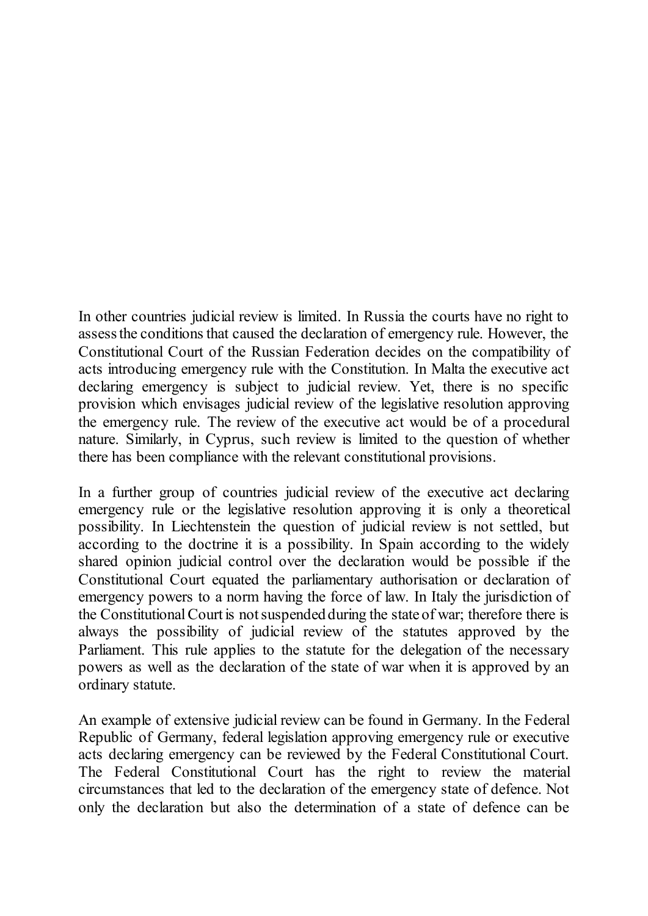In other countries judicial review is limited. In Russia the courts have no right to assess the conditions that caused the declaration of emergency rule. However, the Constitutional Court of the Russian Federation decides on the compatibility of acts introducing emergency rule with the Constitution. In Malta the executive act declaring emergency is subject to judicial review. Yet, there is no specific provision which envisages judicial review of the legislative resolution approving the emergency rule. The review of the executive act would be of a procedural nature. Similarly, in Cyprus, such review is limited to the question of whether there has been compliance with the relevant constitutional provisions.

In a further group of countries judicial review of the executive act declaring emergency rule or the legislative resolution approving it is only a theoretical possibility. In Liechtenstein the question of judicial review is not settled, but according to the doctrine it is a possibility. In Spain according to the widely shared opinion judicial control over the declaration would be possible if the Constitutional Court equated the parliamentary authorisation or declaration of emergency powers to a norm having the force of law. In Italy the jurisdiction of the Constitutional Court is not suspended during the state of war; therefore there is always the possibility of judicial review of the statutes approved by the Parliament. This rule applies to the statute for the delegation of the necessary powers as well as the declaration of the state of war when it is approved by an ordinary statute.

An example of extensive judicial review can be found in Germany. In the Federal Republic of Germany, federal legislation approving emergency rule or executive acts declaring emergency can be reviewed by the Federal Constitutional Court. The Federal Constitutional Court has the right to review the material circumstances that led to the declaration of the emergency state of defence. Not only the declaration but also the determination of a state of defence can be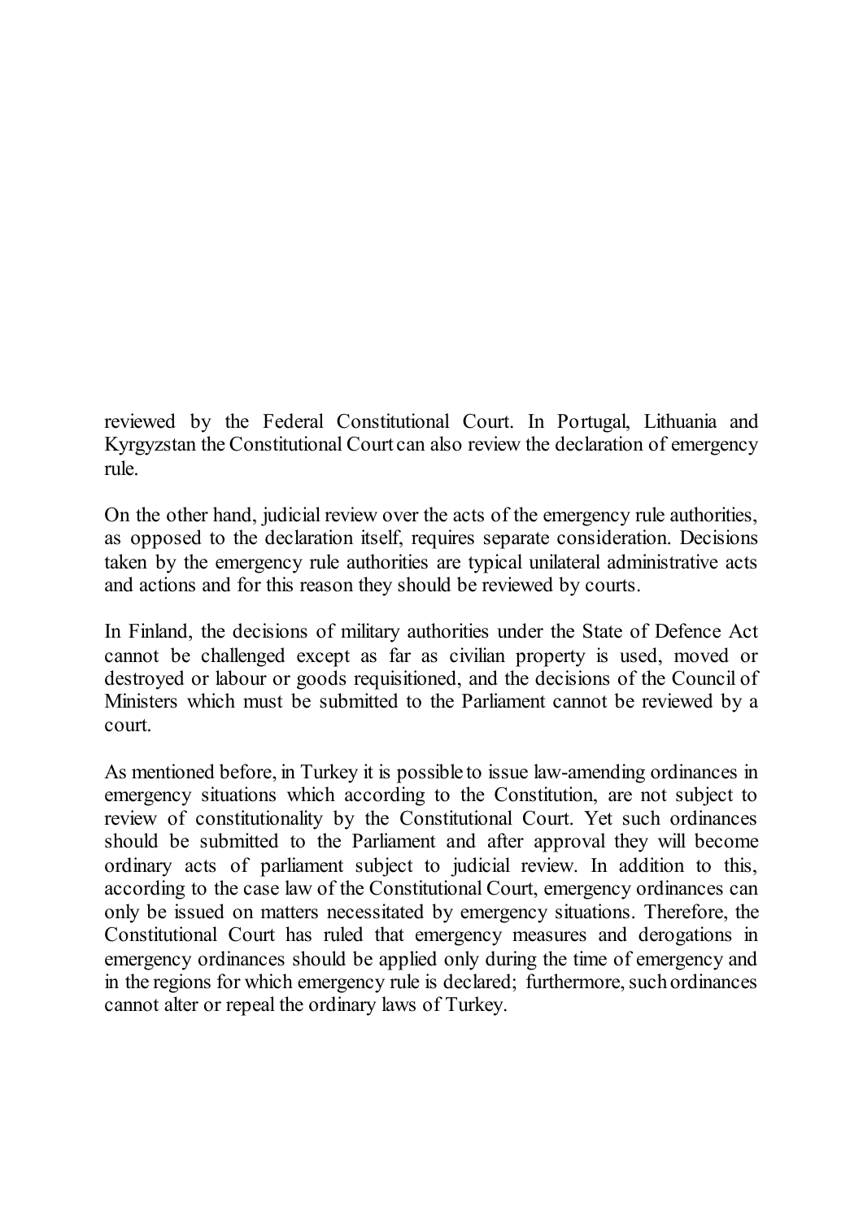reviewed by the Federal Constitutional Court. In Portugal, Lithuania and Kyrgyzstan the Constitutional Court can also review the declaration of emergency rule.

On the other hand, judicial review over the acts of the emergency rule authorities, as opposed to the declaration itself, requires separate consideration. Decisions taken by the emergency rule authorities are typical unilateral administrative acts and actions and for this reason they should be reviewed by courts.

In Finland, the decisions of military authorities under the State of Defence Act cannot be challenged except as far as civilian property is used, moved or destroyed or labour or goods requisitioned, and the decisions of the Council of Ministers which must be submitted to the Parliament cannot be reviewed by a court.

As mentioned before, in Turkey it is possible to issue law-amending ordinances in emergency situations which according to the Constitution, are not subject to review of constitutionality by the Constitutional Court. Yet such ordinances should be submitted to the Parliament and after approval they will become ordinary acts of parliament subject to judicial review. In addition to this, according to the case law of the Constitutional Court, emergency ordinances can only be issued on matters necessitated by emergency situations. Therefore, the Constitutional Court has ruled that emergency measures and derogations in emergency ordinances should be applied only during the time of emergency and in the regions for which emergency rule is declared; furthermore, such ordinances cannot alter or repeal the ordinary laws of Turkey.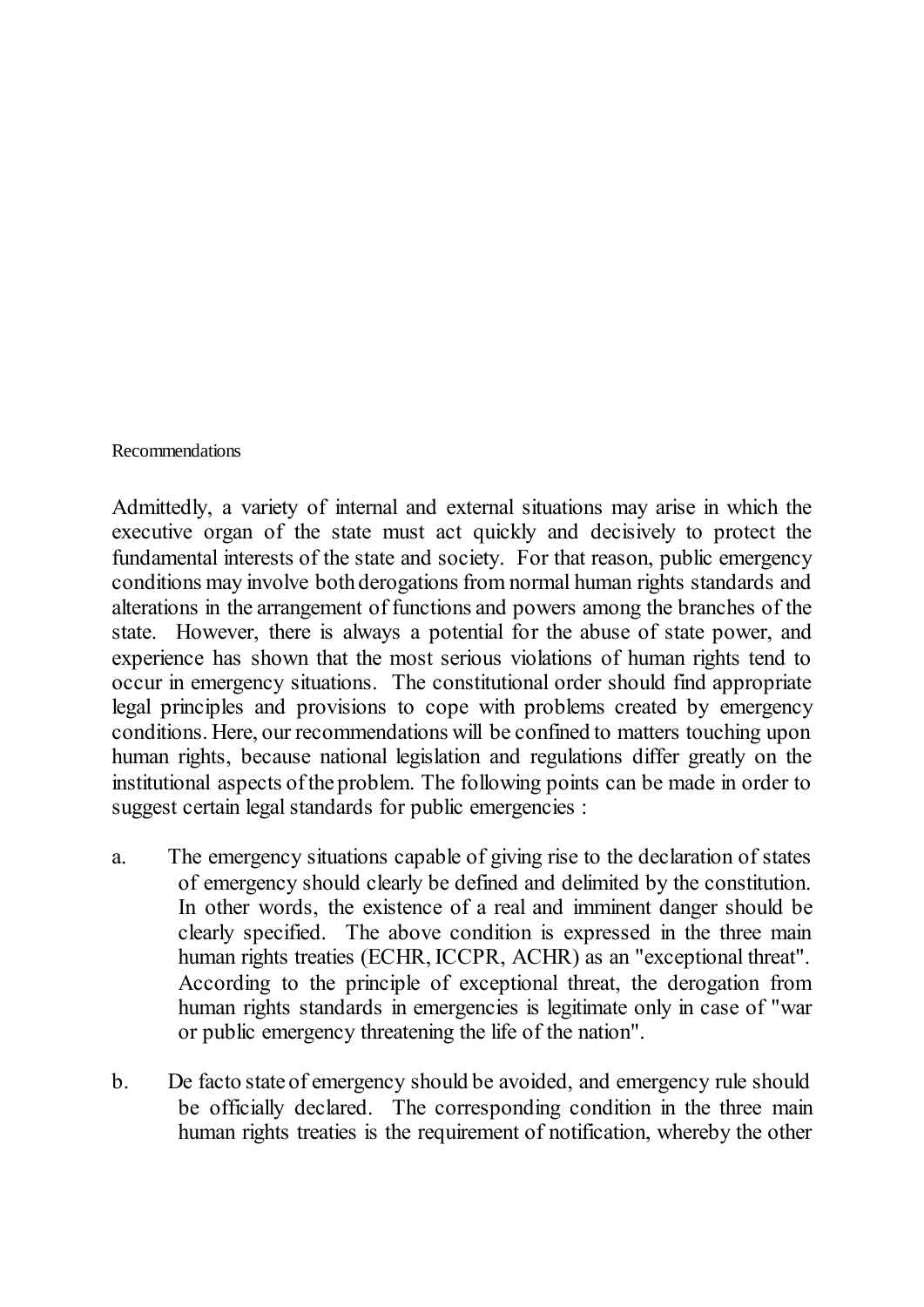## Recommendations

Admittedly, a variety of internal and external situations may arise in which the executive organ of the state must act quickly and decisively to protect the fundamental interests of the state and society. For that reason, public emergency conditions may involve both derogations from normal human rights standards and alterations in the arrangement of functions and powers among the branches of the state. However, there is always a potential for the abuse of state power, and experience has shown that the most serious violations of human rights tend to occur in emergency situations. The constitutional order should find appropriate legal principles and provisions to cope with problems created by emergency conditions. Here, our recommendations will be confined to matters touching upon human rights, because national legislation and regulations differ greatly on the institutional aspects of the problem. The following points can be made in order to suggest certain legal standards for public emergencies :

a. The emergency situations capable of giving rise to the declaration of states of emergency should clearly be defined and delimited by the constitution. In other words, the existence of a real and imminent danger should be clearly specified. The above condition is expressed in the three main human rights treaties (ECHR, ICCPR, ACHR) as an "exceptional threat". According to the principle of exceptional threat, the derogation from human rights standards in emergencies is legitimate only in case of "war or public emergency threatening the life of the nation".

b. De facto state of emergency should be avoided, and emergency rule should be officially declared. The corresponding condition in the three main human rights treaties is the requirement of notification, whereby the other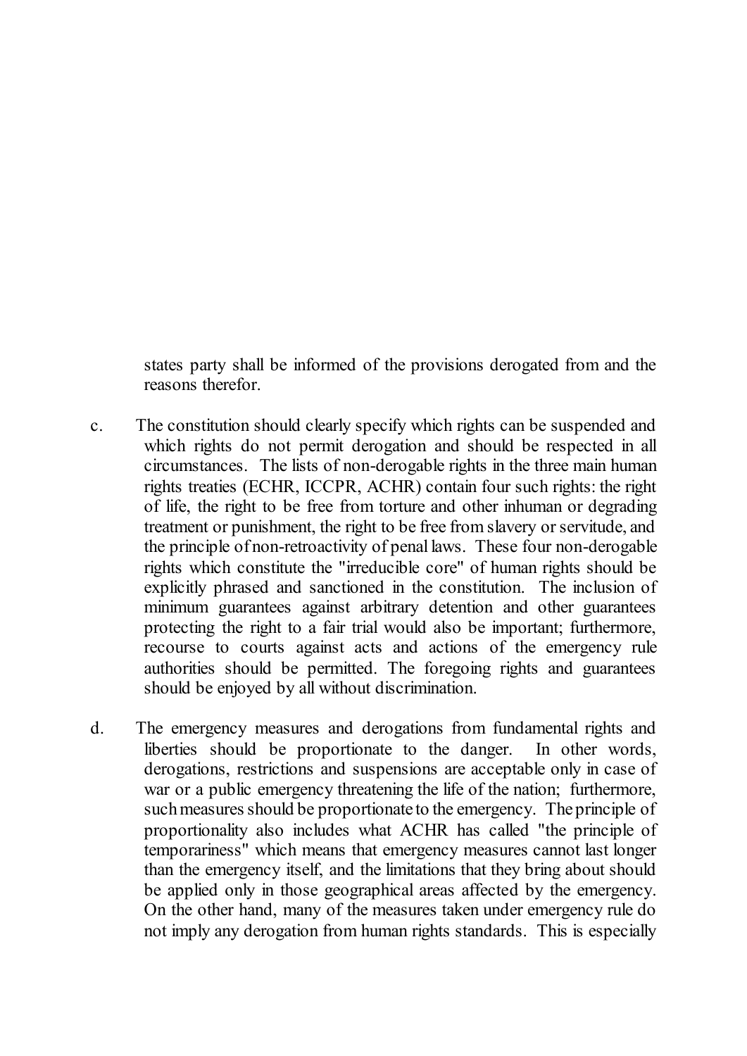states party shall be informed of the provisions derogated from and the reasons therefor.

c. The constitution should clearly specify which rights can be suspended and which rights do not permit derogation and should be respected in all circumstances. The lists of non-derogable rights in the three main human rights treaties (ECHR, ICCPR, ACHR) contain four such rights: the right of life, the right to be free from torture and other inhuman or degrading treatment or punishment, the right to be free from slavery or servitude, and the principle of non-retroactivity of penal laws. These four non-derogable rights which constitute the "irreducible core" of human rights should be explicitly phrased and sanctioned in the constitution. The inclusion of minimum guarantees against arbitrary detention and other guarantees protecting the right to a fair trial would also be important; furthermore, recourse to courts against acts and actions of the emergency rule authorities should be permitted. The foregoing rights and guarantees should be enjoyed by all without discrimination.

d. The emergency measures and derogations from fundamental rights and liberties should be proportionate to the danger. In other words, derogations, restrictions and suspensions are acceptable only in case of war or a public emergency threatening the life of the nation; furthermore, such measures should be proportionate to the emergency. The principle of proportionality also includes what ACHR has called "the principle of temporariness" which means that emergency measures cannot last longer than the emergency itself, and the limitations that they bring about should be applied only in those geographical areas affected by the emergency. On the other hand, many of the measures taken under emergency rule do not imply any derogation from human rights standards. This is especially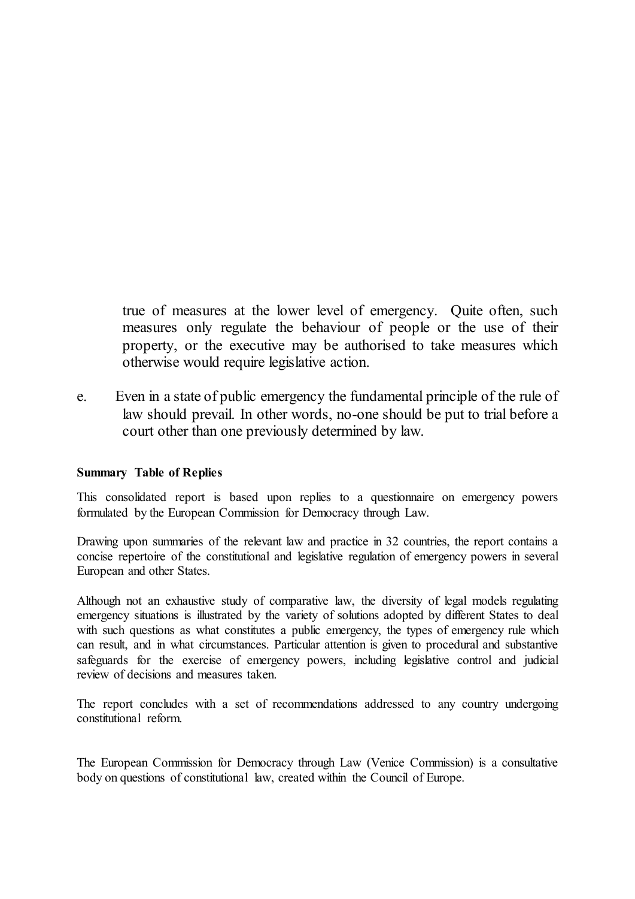true of measures at the lower level of emergency. Quite often, such measures only regulate the behaviour of people or the use of their property, or the executive may be authorised to take measures which otherwise would require legislative action.

e. Even in a state of public emergency the fundamental principle of the rule of law should prevail. In other words, no-one should be put to trial before a court other than one previously determined by law.

**Summary Table of Replies**

This consolidated report is based upon replies to a questionnaire on emergency powers formulated by the European Commission for Democracy through Law.

Drawing upon summaries of the relevant law and practice in 32 countries, the report contains a concise repertoire of the constitutional and legislative regulation of emergency powers in several European and other States.

Although not an exhaustive study of comparative law, the diversity of legal models regulating emergency situations is illustrated by the variety of solutions adopted by different States to deal with such questions as what constitutes a public emergency, the types of emergency rule which can result, and in what circumstances. Particular attention is given to procedural and substantive safeguards for the exercise of emergency powers, including legislative control and judicial review of decisions and measures taken.

The report concludes with a set of recommendations addressed to any country undergoing constitutional reform.

The European Commission for Democracy through Law (Venice Commission) is a consultative body on questions of constitutional law, created within the Council of Europe.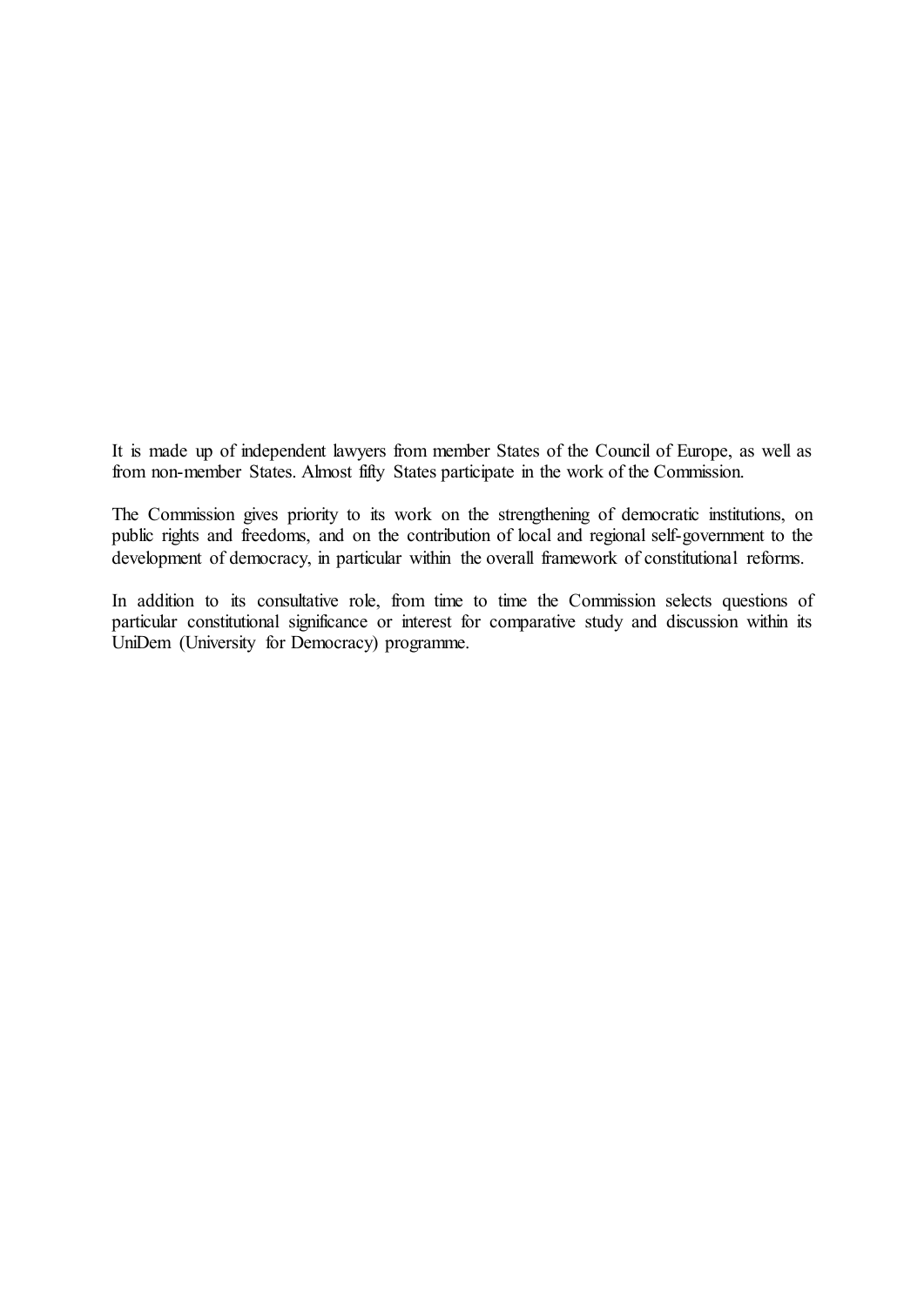It is made up of independent lawyers from member States of the Council of Europe, as well as from non-member States. Almost fifty States participate in the work of the Commission.

The Commission gives priority to its work on the strengthening of democratic institutions, on public rights and freedoms, and on the contribution of local and regional self-government to the development of democracy, in particular within the overall framework of constitutional reforms.

In addition to its consultative role, from time to time the Commission selects questions of particular constitutional significance or interest for comparative study and discussion within its UniDem (University for Democracy) programme.